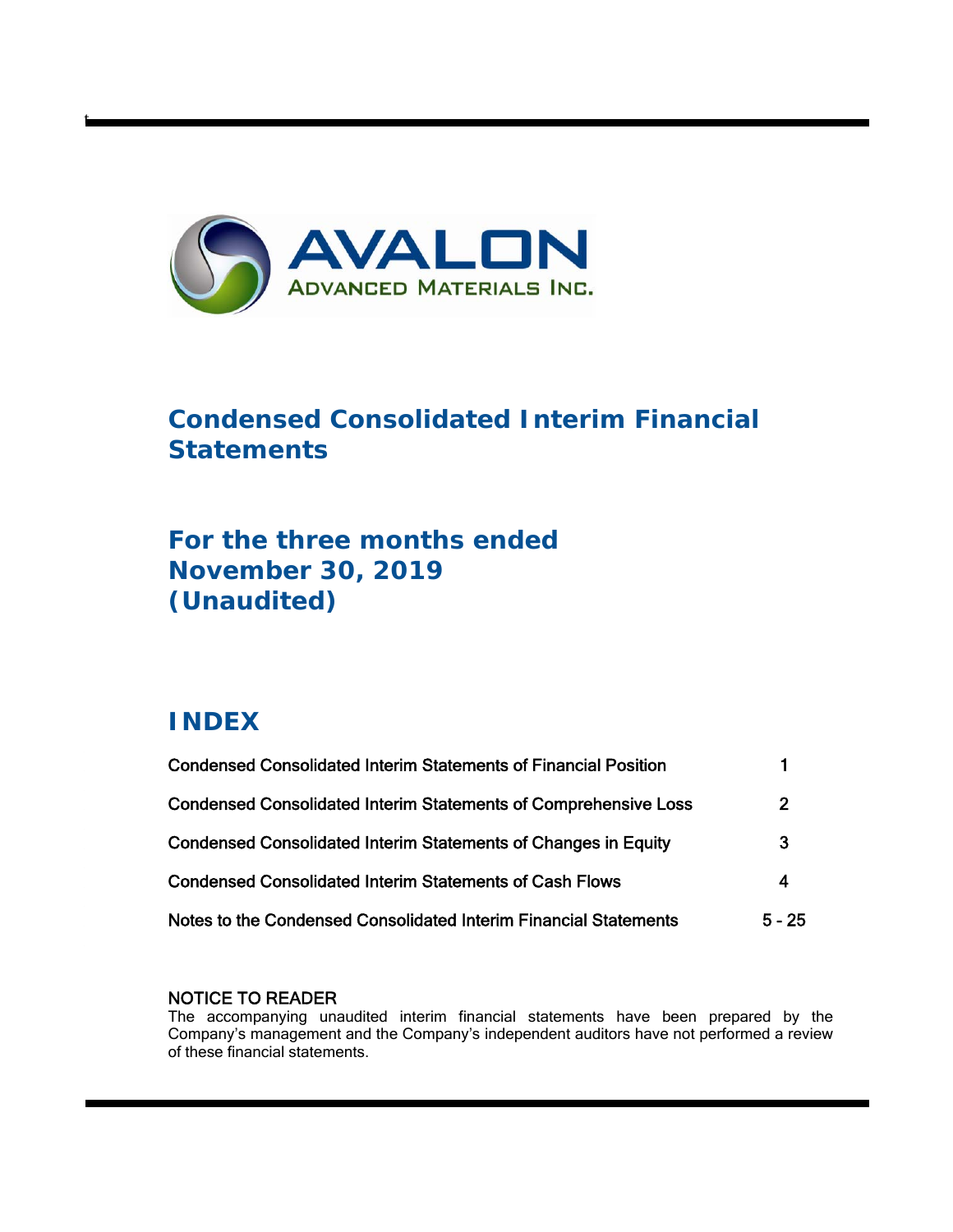AVALON
ADVANCED MATERIALS INC.

# Condensed Consolidated Interim Financial Statements

## For the three months ended November 30, 2019 (Unaudited)

## INDEX

| | |
|---|---|
| Condensed Consolidated Interim Statements of Financial Position | 1 |
| Condensed Consolidated Interim Statements of Comprehensive Loss | 2 |
| Condensed Consolidated Interim Statements of Changes in Equity | 3 |
| Condensed Consolidated Interim Statements of Cash Flows | 4 |
| Notes to the Condensed Consolidated Interim Financial Statements | 5 - 25 |

NOTICE TO READER

The accompanying unaudited interim financial statements have been prepared by the Company's management and the Company's independent auditors have not performed a review of these financial statements.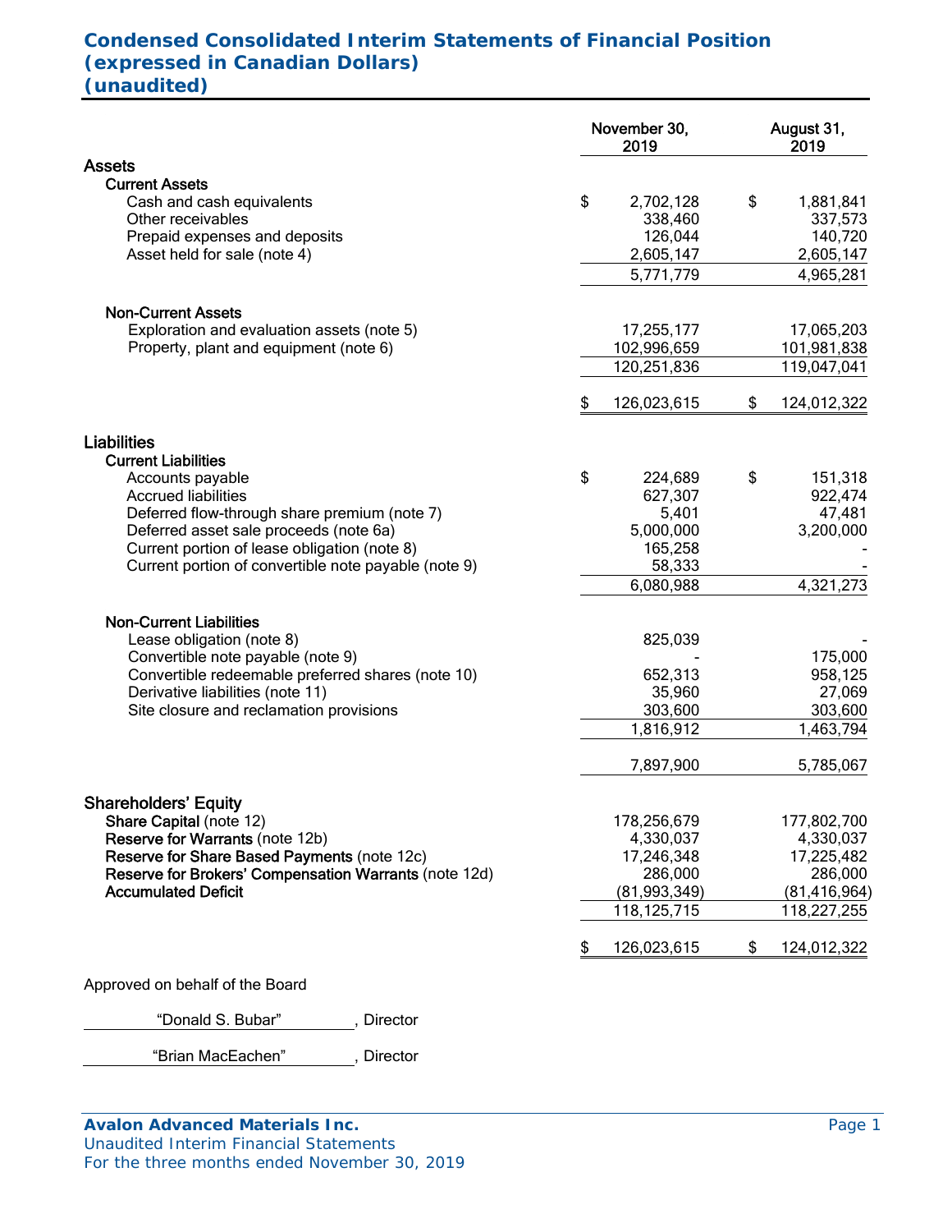# Condensed Consolidated Interim Statements of Financial Position (expressed in Canadian Dollars) (unaudited)

| | November 30, 2019 | August 31, 2019 |
|---|---|---|
| **Assets** | | |
| **Current Assets** | | |
| Cash and cash equivalents | $ 2,702,128 | $ 1,881,841 |
| Other receivables | 338,460 | 337,573 |
| Prepaid expenses and deposits | 126,044 | 140,720 |
| Asset held for sale (note 4) | 2,605,147 | 2,605,147 |
| | 5,771,779 | 4,965,281 |
| **Non-Current Assets** | | |
| Exploration and evaluation assets (note 5) | 17,255,177 | 17,065,203 |
| Property, plant and equipment (note 6) | 102,996,659 | 101,981,838 |
| | 120,251,836 | 119,047,041 |
| | $ 126,023,615 | $ 124,012,322 |
| **Liabilities** | | |
| **Current Liabilities** | | |
| Accounts payable | $ 224,689 | $ 151,318 |
| Accrued liabilities | 627,307 | 922,474 |
| Deferred flow-through share premium (note 7) | 5,401 | 47,481 |
| Deferred asset sale proceeds (note 6a) | 5,000,000 | 3,200,000 |
| Current portion of lease obligation (note 8) | 165,258 | - |
| Current portion of convertible note payable (note 9) | 58,333 | - |
| | 6,080,988 | 4,321,273 |
| **Non-Current Liabilities** | | |
| Lease obligation (note 8) | 825,039 | - |
| Convertible note payable (note 9) | - | 175,000 |
| Convertible redeemable preferred shares (note 10) | 652,313 | 958,125 |
| Derivative liabilities (note 11) | 35,960 | 27,069 |
| Site closure and reclamation provisions | 303,600 | 303,600 |
| | 1,816,912 | 1,463,794 |
| | 7,897,900 | 5,785,067 |
| **Shareholders' Equity** | | |
| **Share Capital** (note 12) | 178,256,679 | 177,802,700 |
| **Reserve for Warrants** (note 12b) | 4,330,037 | 4,330,037 |
| **Reserve for Share Based Payments** (note 12c) | 17,246,348 | 17,225,482 |
| **Reserve for Brokers' Compensation Warrants** (note 12d) | 286,000 | 286,000 |
| **Accumulated Deficit** | (81,993,349) | (81,416,964) |
| | 118,125,715 | 118,227,255 |
| | $ 126,023,615 | $ 124,012,322 |

Approved on behalf of the Board

"Donald S. Bubar", Director

"Brian MacEachen", Director

**Avalon Advanced Materials Inc.**
Unaudited Interim Financial Statements
For the three months ended November 30, 2019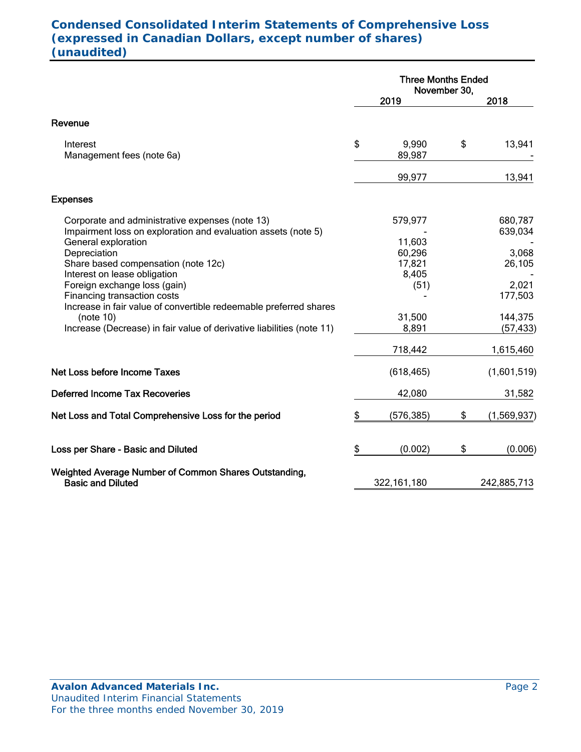# Condensed Consolidated Interim Statements of Comprehensive Loss (expressed in Canadian Dollars, except number of shares) (unaudited)

| | Three Months Ended November 30, 2019 | 2018 |
|---|---|---|
| **Revenue** | | |
| Interest | $ 9,990 | $ 13,941 |
| Management fees (note 6a) | 89,987 | - |
| | 99,977 | 13,941 |
| **Expenses** | | |
| Corporate and administrative expenses (note 13) | 579,977 | 680,787 |
| Impairment loss on exploration and evaluation assets (note 5) | - | 639,034 |
| General exploration | 11,603 | - |
| Depreciation | 60,296 | 3,068 |
| Share based compensation (note 12c) | 17,821 | 26,105 |
| Interest on lease obligation | 8,405 | - |
| Foreign exchange loss (gain) | (51) | 2,021 |
| Financing transaction costs | - | 177,503 |
| Increase in fair value of convertible redeemable preferred shares (note 10) | 31,500 | 144,375 |
| Increase (Decrease) in fair value of derivative liabilities (note 11) | 8,891 | (57,433) |
| | 718,442 | 1,615,460 |
| **Net Loss before Income Taxes** | (618,465) | (1,601,519) |
| **Deferred Income Tax Recoveries** | 42,080 | 31,582 |
| **Net Loss and Total Comprehensive Loss for the period** | $ (576,385) | $ (1,569,937) |
| **Loss per Share - Basic and Diluted** | $ (0.002) | $ (0.006) |
| **Weighted Average Number of Common Shares Outstanding, Basic and Diluted** | 322,161,180 | 242,885,713 |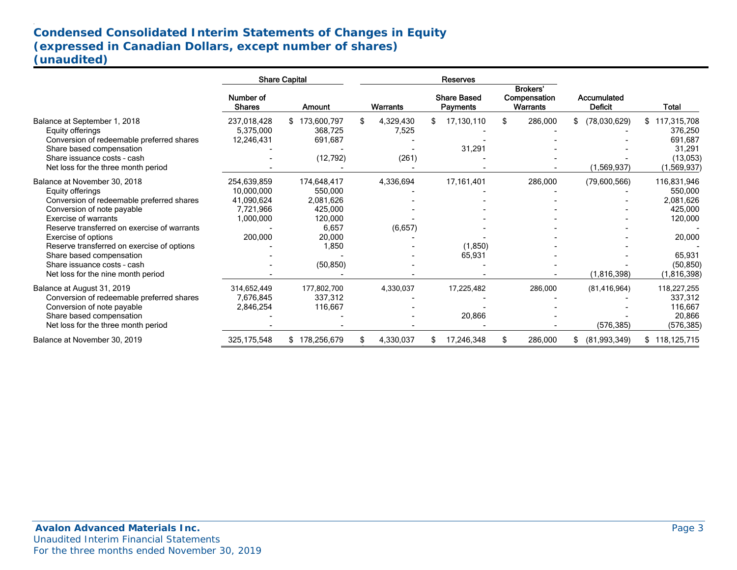## Condensed Consolidated Interim Statements of Changes in Equity
## (expressed in Canadian Dollars, except number of shares)
## (unaudited)

| | Share Capital | | Reserves | | | | |
|---|---|---|---|---|---|---|---|
| | Number of Shares | Amount | Warrants | Share Based Payments | Brokers' Compensation Warrants | Accumulated Deficit | Total |
| Balance at September 1, 2018 | 237,018,428 | $ 173,600,797 | $ 4,329,430 | $ 17,130,110 | $ 286,000 | $ (78,030,629) | $ 117,315,708 |
| Equity offerings | 5,375,000 | 368,725 | 7,525 | - | - | - | 376,250 |
| Conversion of redeemable preferred shares | 12,246,431 | 691,687 | - | - | - | - | 691,687 |
| Share based compensation | - | - | - | 31,291 | - | - | 31,291 |
| Share issuance costs - cash | - | (12,792) | (261) | - | - | - | (13,053) |
| Net loss for the three month period | - | - | - | - | - | (1,569,937) | (1,569,937) |
| Balance at November 30, 2018 | 254,639,859 | 174,648,417 | 4,336,694 | 17,161,401 | 286,000 | (79,600,566) | 116,831,946 |
| Equity offerings | 10,000,000 | 550,000 | - | - | - | - | 550,000 |
| Conversion of redeemable preferred shares | 41,090,624 | 2,081,626 | - | - | - | - | 2,081,626 |
| Conversion of note payable | 7,721,966 | 425,000 | - | - | - | - | 425,000 |
| Exercise of warrants | 1,000,000 | 120,000 | - | - | - | - | 120,000 |
| Reserve transferred on exercise of warrants | - | 6,657 | (6,657) | - | - | - | - |
| Exercise of options | 200,000 | 20,000 | - | - | - | - | 20,000 |
| Reserve transferred on exercise of options | - | 1,850 | - | (1,850) | - | - | - |
| Share based compensation | - | - | - | 65,931 | - | - | 65,931 |
| Share issuance costs - cash | - | (50,850) | - | - | - | - | (50,850) |
| Net loss for the nine month period | - | - | - | - | - | (1,816,398) | (1,816,398) |
| Balance at August 31, 2019 | 314,652,449 | 177,802,700 | 4,330,037 | 17,225,482 | 286,000 | (81,416,964) | 118,227,255 |
| Conversion of redeemable preferred shares | 7,676,845 | 337,312 | - | - | - | - | 337,312 |
| Conversion of note payable | 2,846,254 | 116,667 | - | - | - | - | 116,667 |
| Share based compensation | - | - | - | 20,866 | - | - | 20,866 |
| Net loss for the three month period | - | - | - | - | - | (576,385) | (576,385) |
| Balance at November 30, 2019 | 325,175,548 | $ 178,256,679 | $ 4,330,037 | $ 17,246,348 | $ 286,000 | $ (81,993,349) | $ 118,125,715 |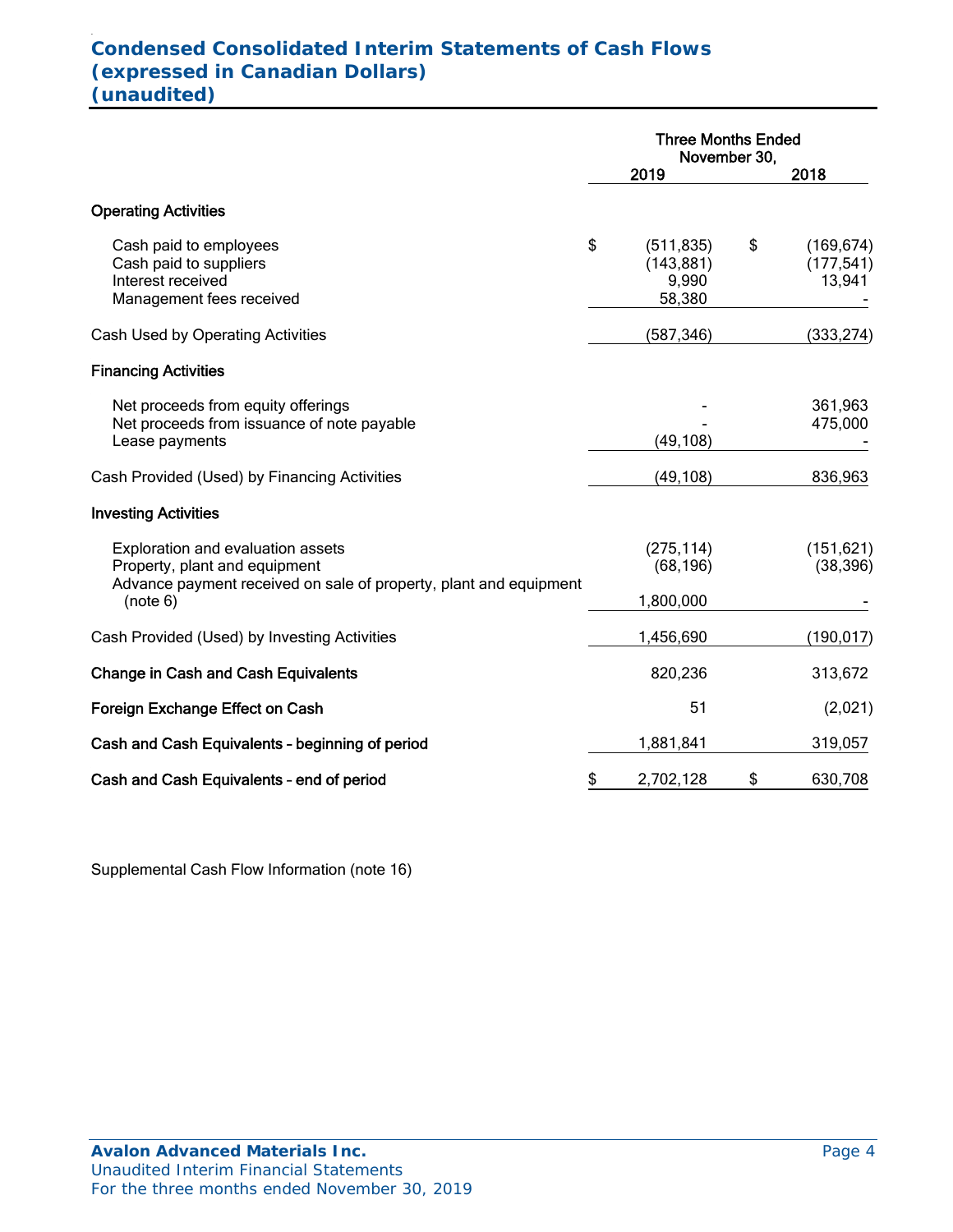# Condensed Consolidated Interim Statements of Cash Flows
## (expressed in Canadian Dollars)
## (unaudited)

| | Three Months Ended November 30, 2019 | Three Months Ended November 30, 2018 |
|---|---|---|
| **Operating Activities** | | |
| Cash paid to employees | $ (511,835) | $ (169,674) |
| Cash paid to suppliers | (143,881) | (177,541) |
| Interest received | 9,990 | 13,941 |
| Management fees received | 58,380 | - |
| Cash Used by Operating Activities | (587,346) | (333,274) |
| **Financing Activities** | | |
| Net proceeds from equity offerings | - | 361,963 |
| Net proceeds from issuance of note payable | - | 475,000 |
| Lease payments | (49,108) | - |
| Cash Provided (Used) by Financing Activities | (49,108) | 836,963 |
| **Investing Activities** | | |
| Exploration and evaluation assets | (275,114) | (151,621) |
| Property, plant and equipment | (68,196) | (38,396) |
| Advance payment received on sale of property, plant and equipment (note 6) | 1,800,000 | - |
| Cash Provided (Used) by Investing Activities | 1,456,690 | (190,017) |
| **Change in Cash and Cash Equivalents** | 820,236 | 313,672 |
| **Foreign Exchange Effect on Cash** | 51 | (2,021) |
| **Cash and Cash Equivalents – beginning of period** | 1,881,841 | 319,057 |
| **Cash and Cash Equivalents – end of period** | $ 2,702,128 | $ 630,708 |

Supplemental Cash Flow Information (note 16)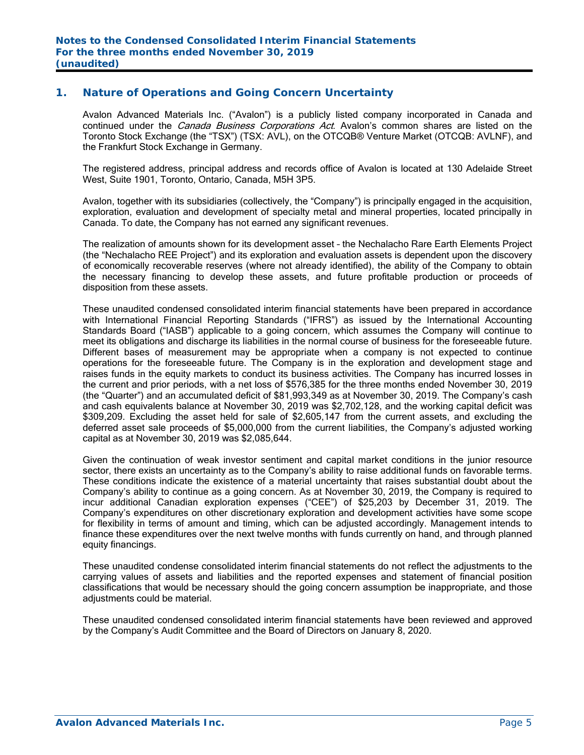## 1. Nature of Operations and Going Concern Uncertainty

Avalon Advanced Materials Inc. ("Avalon") is a publicly listed company incorporated in Canada and continued under the *Canada Business Corporations Act*. Avalon's common shares are listed on the Toronto Stock Exchange (the "TSX") (TSX: AVL), on the OTCQB® Venture Market (OTCQB: AVLNF), and the Frankfurt Stock Exchange in Germany.

The registered address, principal address and records office of Avalon is located at 130 Adelaide Street West, Suite 1901, Toronto, Ontario, Canada, M5H 3P5.

Avalon, together with its subsidiaries (collectively, the "Company") is principally engaged in the acquisition, exploration, evaluation and development of specialty metal and mineral properties, located principally in Canada. To date, the Company has not earned any significant revenues.

The realization of amounts shown for its development asset – the Nechalacho Rare Earth Elements Project (the "Nechalacho REE Project") and its exploration and evaluation assets is dependent upon the discovery of economically recoverable reserves (where not already identified), the ability of the Company to obtain the necessary financing to develop these assets, and future profitable production or proceeds of disposition from these assets.

These unaudited condensed consolidated interim financial statements have been prepared in accordance with International Financial Reporting Standards ("IFRS") as issued by the International Accounting Standards Board ("IASB") applicable to a going concern, which assumes the Company will continue to meet its obligations and discharge its liabilities in the normal course of business for the foreseeable future. Different bases of measurement may be appropriate when a company is not expected to continue operations for the foreseeable future. The Company is in the exploration and development stage and raises funds in the equity markets to conduct its business activities. The Company has incurred losses in the current and prior periods, with a net loss of $576,385 for the three months ended November 30, 2019 (the "Quarter") and an accumulated deficit of $81,993,349 as at November 30, 2019. The Company's cash and cash equivalents balance at November 30, 2019 was $2,702,128, and the working capital deficit was $309,209. Excluding the asset held for sale of $2,605,147 from the current assets, and excluding the deferred asset sale proceeds of $5,000,000 from the current liabilities, the Company's adjusted working capital as at November 30, 2019 was $2,085,644.

Given the continuation of weak investor sentiment and capital market conditions in the junior resource sector, there exists an uncertainty as to the Company's ability to raise additional funds on favorable terms. These conditions indicate the existence of a material uncertainty that raises substantial doubt about the Company's ability to continue as a going concern. As at November 30, 2019, the Company is required to incur additional Canadian exploration expenses ("CEE") of $25,203 by December 31, 2019. The Company's expenditures on other discretionary exploration and development activities have some scope for flexibility in terms of amount and timing, which can be adjusted accordingly. Management intends to finance these expenditures over the next twelve months with funds currently on hand, and through planned equity financings.

These unaudited condense consolidated interim financial statements do not reflect the adjustments to the carrying values of assets and liabilities and the reported expenses and statement of financial position classifications that would be necessary should the going concern assumption be inappropriate, and those adjustments could be material.

These unaudited condensed consolidated interim financial statements have been reviewed and approved by the Company's Audit Committee and the Board of Directors on January 8, 2020.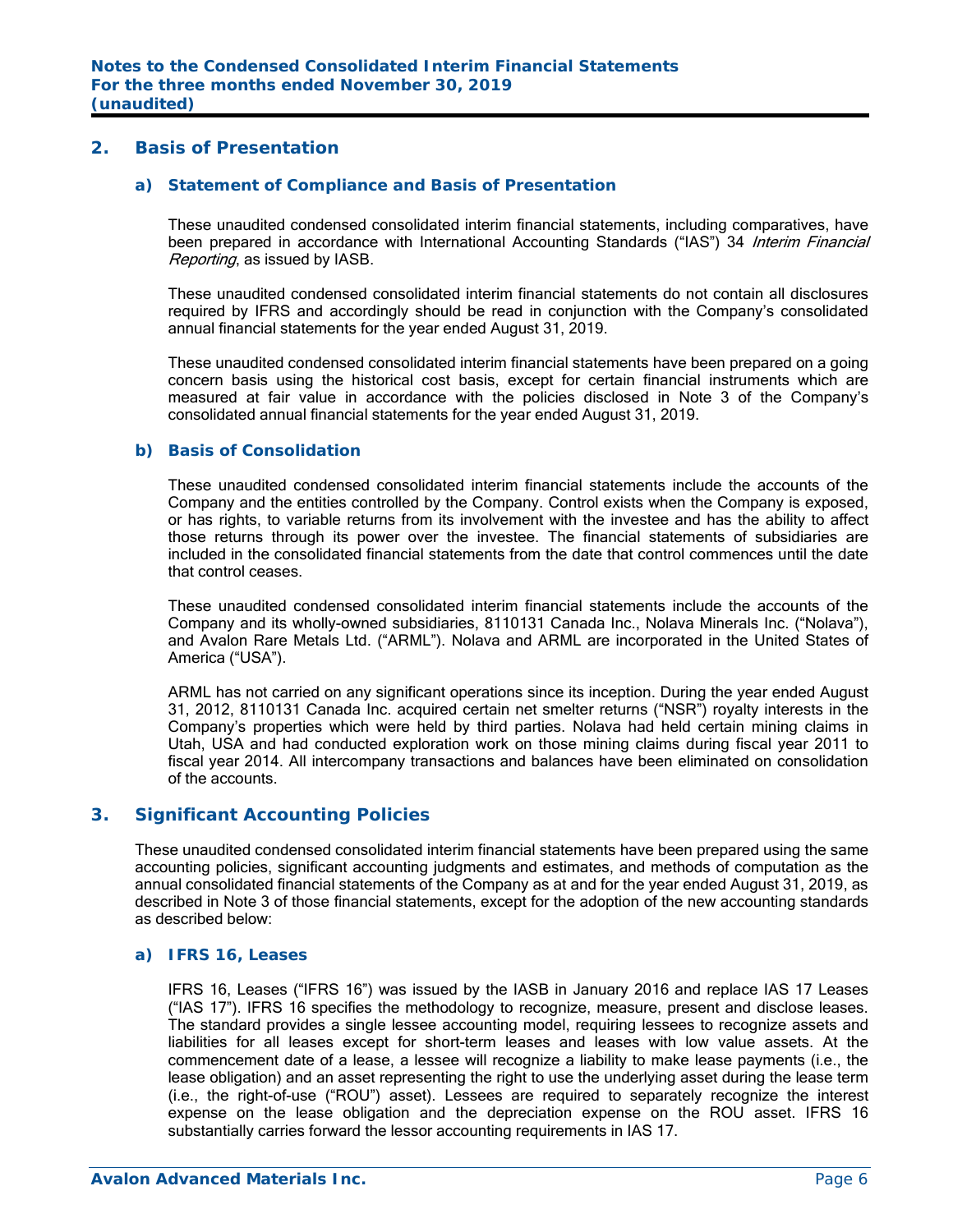## 2. Basis of Presentation

### a) Statement of Compliance and Basis of Presentation

These unaudited condensed consolidated interim financial statements, including comparatives, have been prepared in accordance with International Accounting Standards ("IAS") 34 *Interim Financial Reporting*, as issued by IASB.

These unaudited condensed consolidated interim financial statements do not contain all disclosures required by IFRS and accordingly should be read in conjunction with the Company's consolidated annual financial statements for the year ended August 31, 2019.

These unaudited condensed consolidated interim financial statements have been prepared on a going concern basis using the historical cost basis, except for certain financial instruments which are measured at fair value in accordance with the policies disclosed in Note 3 of the Company's consolidated annual financial statements for the year ended August 31, 2019.

### b) Basis of Consolidation

These unaudited condensed consolidated interim financial statements include the accounts of the Company and the entities controlled by the Company. Control exists when the Company is exposed, or has rights, to variable returns from its involvement with the investee and has the ability to affect those returns through its power over the investee. The financial statements of subsidiaries are included in the consolidated financial statements from the date that control commences until the date that control ceases.

These unaudited condensed consolidated interim financial statements include the accounts of the Company and its wholly-owned subsidiaries, 8110131 Canada Inc., Nolava Minerals Inc. ("Nolava"), and Avalon Rare Metals Ltd. ("ARML"). Nolava and ARML are incorporated in the United States of America ("USA").

ARML has not carried on any significant operations since its inception. During the year ended August 31, 2012, 8110131 Canada Inc. acquired certain net smelter returns ("NSR") royalty interests in the Company's properties which were held by third parties. Nolava had held certain mining claims in Utah, USA and had conducted exploration work on those mining claims during fiscal year 2011 to fiscal year 2014. All intercompany transactions and balances have been eliminated on consolidation of the accounts.

## 3. Significant Accounting Policies

These unaudited condensed consolidated interim financial statements have been prepared using the same accounting policies, significant accounting judgments and estimates, and methods of computation as the annual consolidated financial statements of the Company as at and for the year ended August 31, 2019, as described in Note 3 of those financial statements, except for the adoption of the new accounting standards as described below:

### a) IFRS 16, Leases

IFRS 16, Leases ("IFRS 16") was issued by the IASB in January 2016 and replace IAS 17 Leases ("IAS 17"). IFRS 16 specifies the methodology to recognize, measure, present and disclose leases. The standard provides a single lessee accounting model, requiring lessees to recognize assets and liabilities for all leases except for short-term leases and leases with low value assets. At the commencement date of a lease, a lessee will recognize a liability to make lease payments (i.e., the lease obligation) and an asset representing the right to use the underlying asset during the lease term (i.e., the right-of-use ("ROU") asset). Lessees are required to separately recognize the interest expense on the lease obligation and the depreciation expense on the ROU asset. IFRS 16 substantially carries forward the lessor accounting requirements in IAS 17.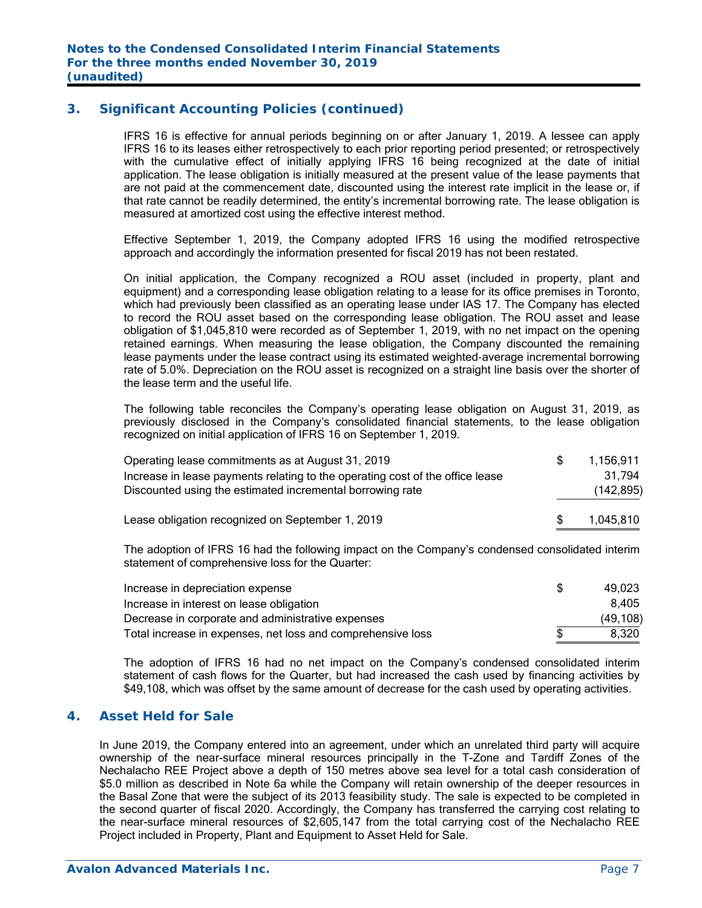## 3. Significant Accounting Policies (continued)

IFRS 16 is effective for annual periods beginning on or after January 1, 2019. A lessee can apply IFRS 16 to its leases either retrospectively to each prior reporting period presented; or retrospectively with the cumulative effect of initially applying IFRS 16 being recognized at the date of initial application. The lease obligation is initially measured at the present value of the lease payments that are not paid at the commencement date, discounted using the interest rate implicit in the lease or, if that rate cannot be readily determined, the entity's incremental borrowing rate. The lease obligation is measured at amortized cost using the effective interest method.

Effective September 1, 2019, the Company adopted IFRS 16 using the modified retrospective approach and accordingly the information presented for fiscal 2019 has not been restated.

On initial application, the Company recognized a ROU asset (included in property, plant and equipment) and a corresponding lease obligation relating to a lease for its office premises in Toronto, which had previously been classified as an operating lease under IAS 17. The Company has elected to record the ROU asset based on the corresponding lease obligation. The ROU asset and lease obligation of $1,045,810 were recorded as of September 1, 2019, with no net impact on the opening retained earnings. When measuring the lease obligation, the Company discounted the remaining lease payments under the lease contract using its estimated weighted-average incremental borrowing rate of 5.0%. Depreciation on the ROU asset is recognized on a straight line basis over the shorter of the lease term and the useful life.

The following table reconciles the Company's operating lease obligation on August 31, 2019, as previously disclosed in the Company's consolidated financial statements, to the lease obligation recognized on initial application of IFRS 16 on September 1, 2019.

| | | |
|---|---|---|
| Operating lease commitments as at August 31, 2019 | $ | 1,156,911 |
| Increase in lease payments relating to the operating cost of the office lease | | 31,794 |
| Discounted using the estimated incremental borrowing rate | | (142,895) |
| Lease obligation recognized on September 1, 2019 | $ | 1,045,810 |

The adoption of IFRS 16 had the following impact on the Company's condensed consolidated interim statement of comprehensive loss for the Quarter:

| | | |
|---|---|---|
| Increase in depreciation expense | $ | 49,023 |
| Increase in interest on lease obligation | | 8,405 |
| Decrease in corporate and administrative expenses | | (49,108) |
| Total increase in expenses, net loss and comprehensive loss | $ | 8,320 |

The adoption of IFRS 16 had no net impact on the Company's condensed consolidated interim statement of cash flows for the Quarter, but had increased the cash used by financing activities by $49,108, which was offset by the same amount of decrease for the cash used by operating activities.

## 4. Asset Held for Sale

In June 2019, the Company entered into an agreement, under which an unrelated third party will acquire ownership of the near-surface mineral resources principally in the T-Zone and Tardiff Zones of the Nechalacho REE Project above a depth of 150 metres above sea level for a total cash consideration of $5.0 million as described in Note 6a while the Company will retain ownership of the deeper resources in the Basal Zone that were the subject of its 2013 feasibility study. The sale is expected to be completed in the second quarter of fiscal 2020. Accordingly, the Company has transferred the carrying cost relating to the near-surface mineral resources of $2,605,147 from the total carrying cost of the Nechalacho REE Project included in Property, Plant and Equipment to Asset Held for Sale.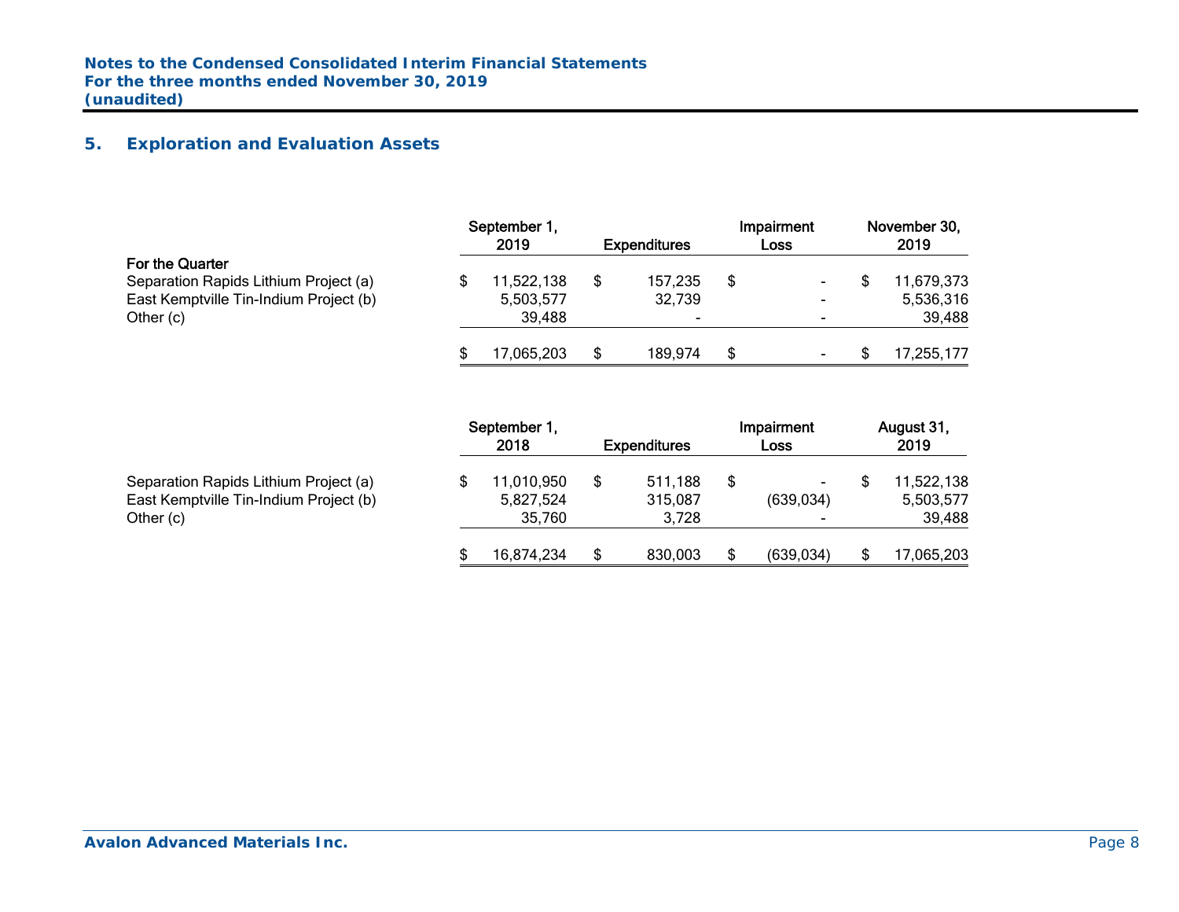## 5. Exploration and Evaluation Assets

| | September 1, 2019 | Expenditures | Impairment Loss | November 30, 2019 |
|---|---|---|---|---|
| **For the Quarter** | | | | |
| Separation Rapids Lithium Project (a) | $ 11,522,138 | $ 157,235 | $ - | $ 11,679,373 |
| East Kemptville Tin-Indium Project (b) | 5,503,577 | 32,739 | - | 5,536,316 |
| Other (c) | 39,488 | - | - | 39,488 |
| | $ 17,065,203 | $ 189,974 | $ - | $ 17,255,177 |

| | September 1, 2018 | Expenditures | Impairment Loss | August 31, 2019 |
|---|---|---|---|---|
| Separation Rapids Lithium Project (a) | $ 11,010,950 | $ 511,188 | $ - | $ 11,522,138 |
| East Kemptville Tin-Indium Project (b) | 5,827,524 | 315,087 | (639,034) | 5,503,577 |
| Other (c) | 35,760 | 3,728 | - | 39,488 |
| | $ 16,874,234 | $ 830,003 | $ (639,034) | $ 17,065,203 |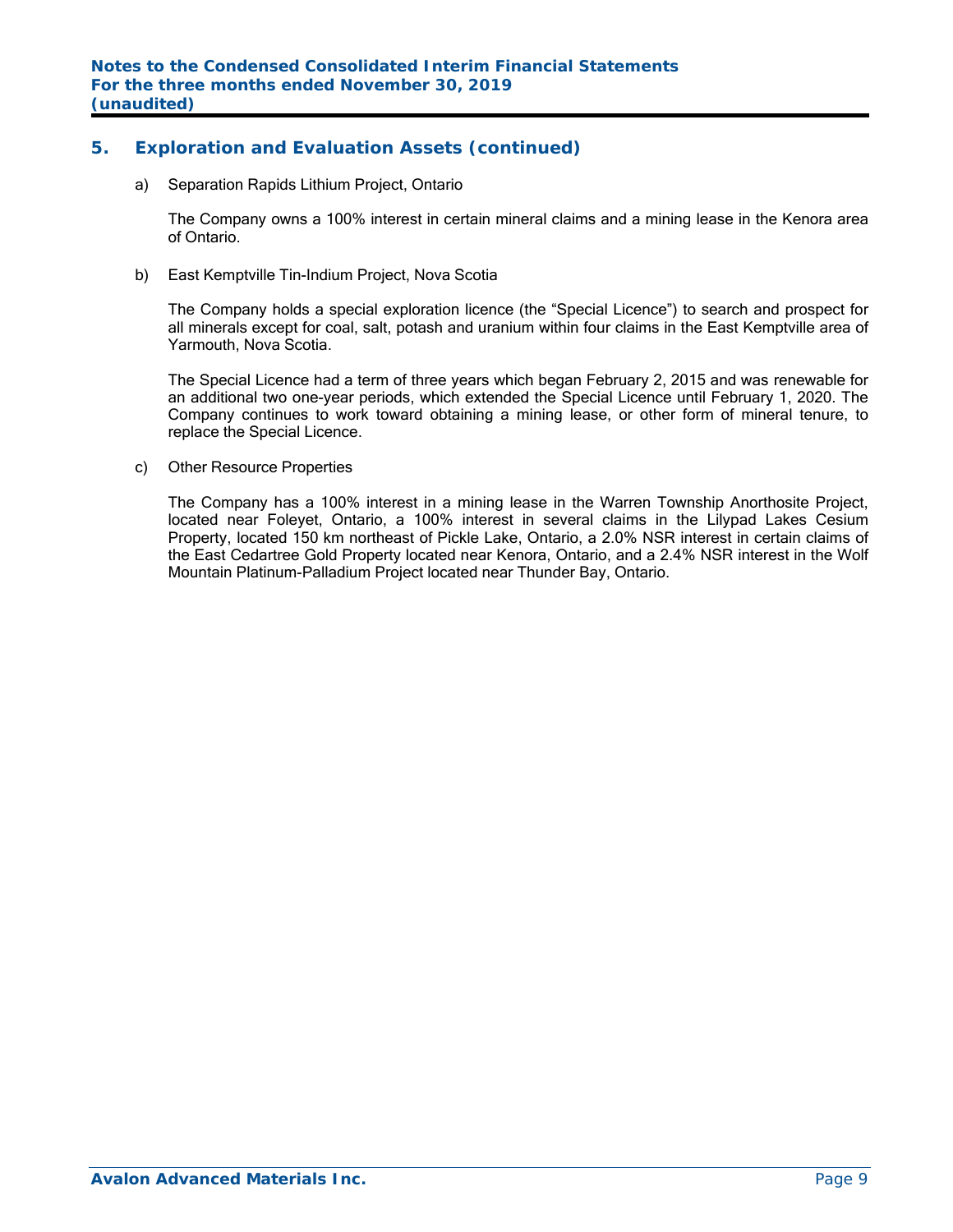## 5. Exploration and Evaluation Assets (continued)

a) Separation Rapids Lithium Project, Ontario

The Company owns a 100% interest in certain mineral claims and a mining lease in the Kenora area of Ontario.

b) East Kemptville Tin-Indium Project, Nova Scotia

The Company holds a special exploration licence (the "Special Licence") to search and prospect for all minerals except for coal, salt, potash and uranium within four claims in the East Kemptville area of Yarmouth, Nova Scotia.

The Special Licence had a term of three years which began February 2, 2015 and was renewable for an additional two one-year periods, which extended the Special Licence until February 1, 2020. The Company continues to work toward obtaining a mining lease, or other form of mineral tenure, to replace the Special Licence.

c) Other Resource Properties

The Company has a 100% interest in a mining lease in the Warren Township Anorthosite Project, located near Foleyet, Ontario, a 100% interest in several claims in the Lilypad Lakes Cesium Property, located 150 km northeast of Pickle Lake, Ontario, a 2.0% NSR interest in certain claims of the East Cedartree Gold Property located near Kenora, Ontario, and a 2.4% NSR interest in the Wolf Mountain Platinum-Palladium Project located near Thunder Bay, Ontario.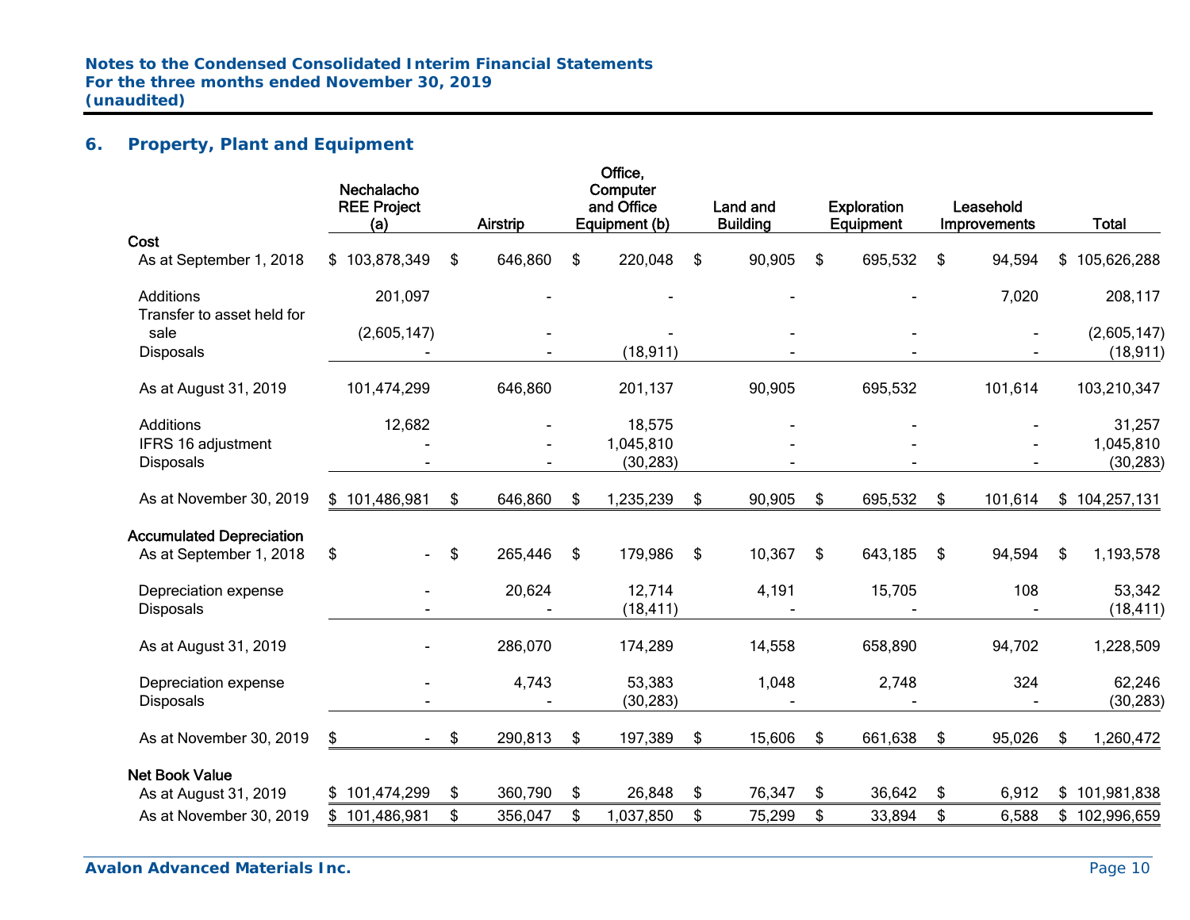## 6. Property, Plant and Equipment

| | Nechalacho REE Project (a) | Airstrip | Office, Computer and Office Equipment (b) | Land and Building | Exploration Equipment | Leasehold Improvements | Total |
|---|---|---|---|---|---|---|---|
| **Cost** | | | | | | | |
| As at September 1, 2018 | $ 103,878,349 | $ 646,860 | $ 220,048 | $ 90,905 | $ 695,532 | $ 94,594 | $ 105,626,288 |
| Additions | 201,097 | - | - | - | - | 7,020 | 208,117 |
| Transfer to asset held for sale | (2,605,147) | - | - | - | - | - | (2,605,147) |
| Disposals | - | - | (18,911) | - | - | - | (18,911) |
| As at August 31, 2019 | 101,474,299 | 646,860 | 201,137 | 90,905 | 695,532 | 101,614 | 103,210,347 |
| Additions | 12,682 | - | 18,575 | - | - | - | 31,257 |
| IFRS 16 adjustment | - | - | 1,045,810 | - | - | - | 1,045,810 |
| Disposals | - | - | (30,283) | - | - | - | (30,283) |
| As at November 30, 2019 | $ 101,486,981 | $ 646,860 | $ 1,235,239 | $ 90,905 | $ 695,532 | $ 101,614 | $ 104,257,131 |
| **Accumulated Depreciation** | | | | | | | |
| As at September 1, 2018 | $ - | $ 265,446 | $ 179,986 | $ 10,367 | $ 643,185 | $ 94,594 | $ 1,193,578 |
| Depreciation expense | - | 20,624 | 12,714 | 4,191 | 15,705 | 108 | 53,342 |
| Disposals | - | - | (18,411) | - | - | - | (18,411) |
| As at August 31, 2019 | - | 286,070 | 174,289 | 14,558 | 658,890 | 94,702 | 1,228,509 |
| Depreciation expense | - | 4,743 | 53,383 | 1,048 | 2,748 | 324 | 62,246 |
| Disposals | - | - | (30,283) | - | - | - | (30,283) |
| As at November 30, 2019 | $ - | $ 290,813 | $ 197,389 | $ 15,606 | $ 661,638 | $ 95,026 | $ 1,260,472 |
| **Net Book Value** | | | | | | | |
| As at August 31, 2019 | $ 101,474,299 | $ 360,790 | $ 26,848 | $ 76,347 | $ 36,642 | $ 6,912 | $ 101,981,838 |
| As at November 30, 2019 | $ 101,486,981 | $ 356,047 | $ 1,037,850 | $ 75,299 | $ 33,894 | $ 6,588 | $ 102,996,659 |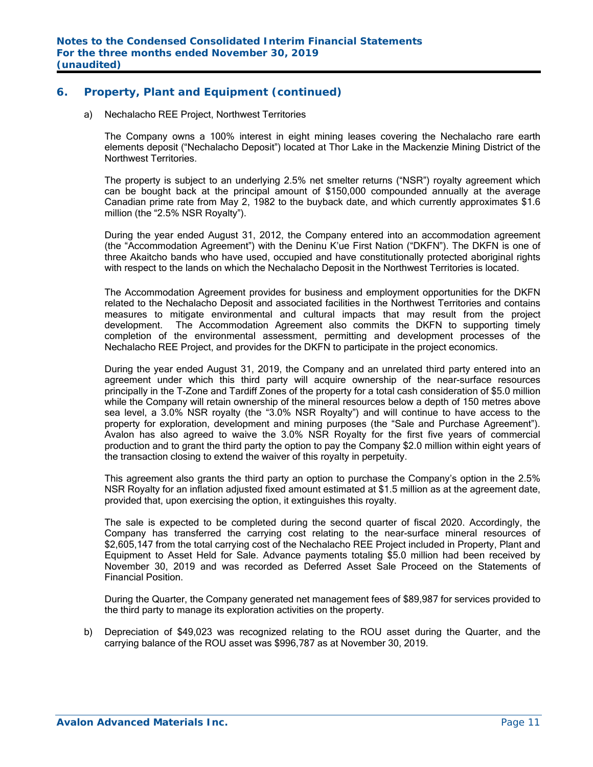## 6. Property, Plant and Equipment (continued)

a) Nechalacho REE Project, Northwest Territories

The Company owns a 100% interest in eight mining leases covering the Nechalacho rare earth elements deposit ("Nechalacho Deposit") located at Thor Lake in the Mackenzie Mining District of the Northwest Territories.

The property is subject to an underlying 2.5% net smelter returns ("NSR") royalty agreement which can be bought back at the principal amount of $150,000 compounded annually at the average Canadian prime rate from May 2, 1982 to the buyback date, and which currently approximates $1.6 million (the "2.5% NSR Royalty").

During the year ended August 31, 2012, the Company entered into an accommodation agreement (the "Accommodation Agreement") with the Deninu K'ue First Nation ("DKFN"). The DKFN is one of three Akaitcho bands who have used, occupied and have constitutionally protected aboriginal rights with respect to the lands on which the Nechalacho Deposit in the Northwest Territories is located.

The Accommodation Agreement provides for business and employment opportunities for the DKFN related to the Nechalacho Deposit and associated facilities in the Northwest Territories and contains measures to mitigate environmental and cultural impacts that may result from the project development. The Accommodation Agreement also commits the DKFN to supporting timely completion of the environmental assessment, permitting and development processes of the Nechalacho REE Project, and provides for the DKFN to participate in the project economics.

During the year ended August 31, 2019, the Company and an unrelated third party entered into an agreement under which this third party will acquire ownership of the near-surface resources principally in the T-Zone and Tardiff Zones of the property for a total cash consideration of $5.0 million while the Company will retain ownership of the mineral resources below a depth of 150 metres above sea level, a 3.0% NSR royalty (the "3.0% NSR Royalty") and will continue to have access to the property for exploration, development and mining purposes (the "Sale and Purchase Agreement"). Avalon has also agreed to waive the 3.0% NSR Royalty for the first five years of commercial production and to grant the third party the option to pay the Company $2.0 million within eight years of the transaction closing to extend the waiver of this royalty in perpetuity.

This agreement also grants the third party an option to purchase the Company's option in the 2.5% NSR Royalty for an inflation adjusted fixed amount estimated at $1.5 million as at the agreement date, provided that, upon exercising the option, it extinguishes this royalty.

The sale is expected to be completed during the second quarter of fiscal 2020. Accordingly, the Company has transferred the carrying cost relating to the near-surface mineral resources of $2,605,147 from the total carrying cost of the Nechalacho REE Project included in Property, Plant and Equipment to Asset Held for Sale. Advance payments totaling $5.0 million had been received by November 30, 2019 and was recorded as Deferred Asset Sale Proceed on the Statements of Financial Position.

During the Quarter, the Company generated net management fees of $89,987 for services provided to the third party to manage its exploration activities on the property.

b) Depreciation of $49,023 was recognized relating to the ROU asset during the Quarter, and the carrying balance of the ROU asset was $996,787 as at November 30, 2019.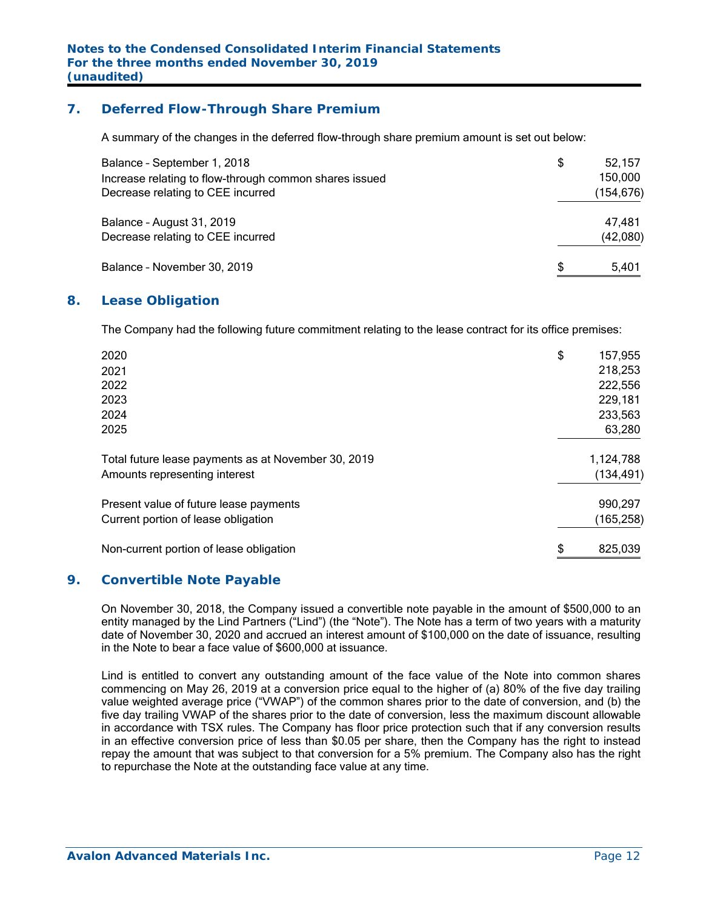## 7. Deferred Flow-Through Share Premium

A summary of the changes in the deferred flow-through share premium amount is set out below:

| | |
|---|---|
| Balance – September 1, 2018 | $ 52,157 |
| Increase relating to flow-through common shares issued | 150,000 |
| Decrease relating to CEE incurred | (154,676) |
| Balance – August 31, 2019 | 47,481 |
| Decrease relating to CEE incurred | (42,080) |
| Balance – November 30, 2019 | $ 5,401 |

## 8. Lease Obligation

The Company had the following future commitment relating to the lease contract for its office premises:

| | |
|---|---|
| 2020 | $ 157,955 |
| 2021 | 218,253 |
| 2022 | 222,556 |
| 2023 | 229,181 |
| 2024 | 233,563 |
| 2025 | 63,280 |
| Total future lease payments as at November 30, 2019 | 1,124,788 |
| Amounts representing interest | (134,491) |
| Present value of future lease payments | 990,297 |
| Current portion of lease obligation | (165,258) |
| Non-current portion of lease obligation | $ 825,039 |

## 9. Convertible Note Payable

On November 30, 2018, the Company issued a convertible note payable in the amount of $500,000 to an entity managed by the Lind Partners ("Lind") (the "Note"). The Note has a term of two years with a maturity date of November 30, 2020 and accrued an interest amount of $100,000 on the date of issuance, resulting in the Note to bear a face value of $600,000 at issuance.

Lind is entitled to convert any outstanding amount of the face value of the Note into common shares commencing on May 26, 2019 at a conversion price equal to the higher of (a) 80% of the five day trailing value weighted average price ("VWAP") of the common shares prior to the date of conversion, and (b) the five day trailing VWAP of the shares prior to the date of conversion, less the maximum discount allowable in accordance with TSX rules. The Company has floor price protection such that if any conversion results in an effective conversion price of less than $0.05 per share, then the Company has the right to instead repay the amount that was subject to that conversion for a 5% premium. The Company also has the right to repurchase the Note at the outstanding face value at any time.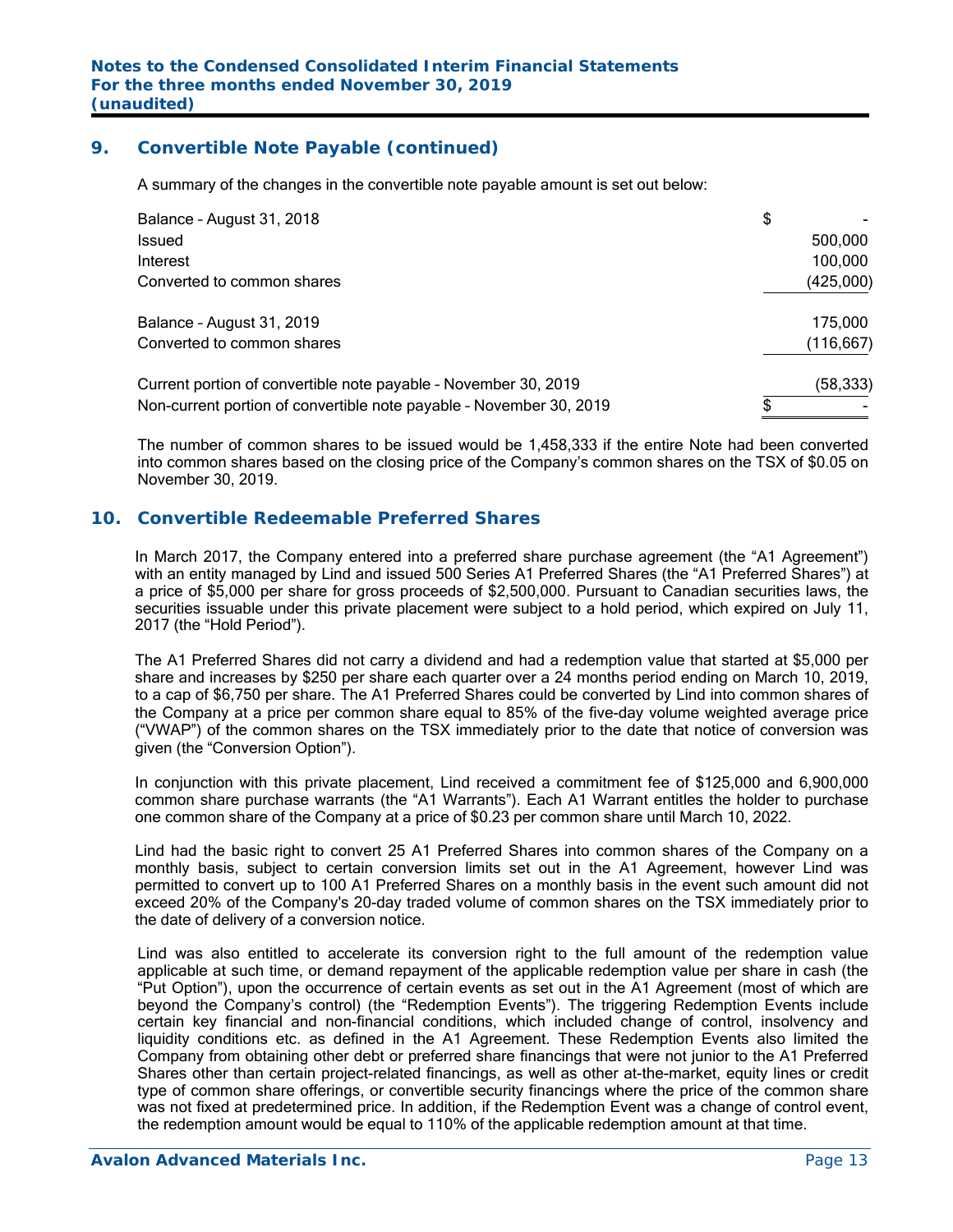## 9. Convertible Note Payable (continued)

A summary of the changes in the convertible note payable amount is set out below:

| | |
|---|---|
| Balance – August 31, 2018 | $ - |
| Issued | 500,000 |
| Interest | 100,000 |
| Converted to common shares | (425,000) |
| Balance – August 31, 2019 | 175,000 |
| Converted to common shares | (116,667) |
| Current portion of convertible note payable – November 30, 2019 | (58,333) |
| Non-current portion of convertible note payable – November 30, 2019 | $ - |

The number of common shares to be issued would be 1,458,333 if the entire Note had been converted into common shares based on the closing price of the Company's common shares on the TSX of $0.05 on November 30, 2019.

## 10. Convertible Redeemable Preferred Shares

In March 2017, the Company entered into a preferred share purchase agreement (the "A1 Agreement") with an entity managed by Lind and issued 500 Series A1 Preferred Shares (the "A1 Preferred Shares") at a price of $5,000 per share for gross proceeds of $2,500,000. Pursuant to Canadian securities laws, the securities issuable under this private placement were subject to a hold period, which expired on July 11, 2017 (the "Hold Period").

The A1 Preferred Shares did not carry a dividend and had a redemption value that started at $5,000 per share and increases by $250 per share each quarter over a 24 months period ending on March 10, 2019, to a cap of $6,750 per share. The A1 Preferred Shares could be converted by Lind into common shares of the Company at a price per common share equal to 85% of the five-day volume weighted average price ("VWAP") of the common shares on the TSX immediately prior to the date that notice of conversion was given (the "Conversion Option").

In conjunction with this private placement, Lind received a commitment fee of $125,000 and 6,900,000 common share purchase warrants (the "A1 Warrants"). Each A1 Warrant entitles the holder to purchase one common share of the Company at a price of $0.23 per common share until March 10, 2022.

Lind had the basic right to convert 25 A1 Preferred Shares into common shares of the Company on a monthly basis, subject to certain conversion limits set out in the A1 Agreement, however Lind was permitted to convert up to 100 A1 Preferred Shares on a monthly basis in the event such amount did not exceed 20% of the Company's 20-day traded volume of common shares on the TSX immediately prior to the date of delivery of a conversion notice.

Lind was also entitled to accelerate its conversion right to the full amount of the redemption value applicable at such time, or demand repayment of the applicable redemption value per share in cash (the "Put Option"), upon the occurrence of certain events as set out in the A1 Agreement (most of which are beyond the Company's control) (the "Redemption Events"). The triggering Redemption Events include certain key financial and non-financial conditions, which included change of control, insolvency and liquidity conditions etc. as defined in the A1 Agreement. These Redemption Events also limited the Company from obtaining other debt or preferred share financings that were not junior to the A1 Preferred Shares other than certain project-related financings, as well as other at-the-market, equity lines or credit type of common share offerings, or convertible security financings where the price of the common share was not fixed at predetermined price. In addition, if the Redemption Event was a change of control event, the redemption amount would be equal to 110% of the applicable redemption amount at that time.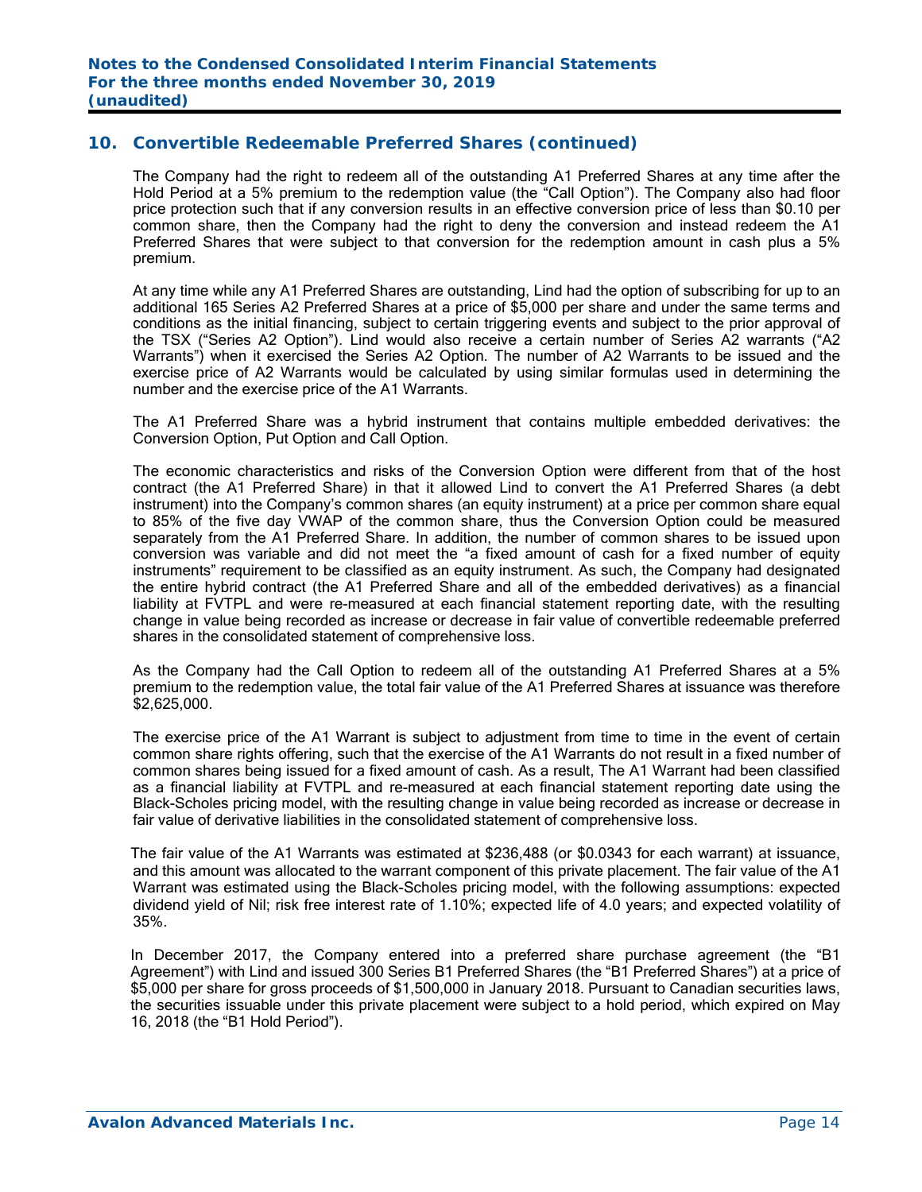## 10. Convertible Redeemable Preferred Shares (continued)

The Company had the right to redeem all of the outstanding A1 Preferred Shares at any time after the Hold Period at a 5% premium to the redemption value (the "Call Option"). The Company also had floor price protection such that if any conversion results in an effective conversion price of less than $0.10 per common share, then the Company had the right to deny the conversion and instead redeem the A1 Preferred Shares that were subject to that conversion for the redemption amount in cash plus a 5% premium.

At any time while any A1 Preferred Shares are outstanding, Lind had the option of subscribing for up to an additional 165 Series A2 Preferred Shares at a price of $5,000 per share and under the same terms and conditions as the initial financing, subject to certain triggering events and subject to the prior approval of the TSX ("Series A2 Option"). Lind would also receive a certain number of Series A2 warrants ("A2 Warrants") when it exercised the Series A2 Option. The number of A2 Warrants to be issued and the exercise price of A2 Warrants would be calculated by using similar formulas used in determining the number and the exercise price of the A1 Warrants.

The A1 Preferred Share was a hybrid instrument that contains multiple embedded derivatives: the Conversion Option, Put Option and Call Option.

The economic characteristics and risks of the Conversion Option were different from that of the host contract (the A1 Preferred Share) in that it allowed Lind to convert the A1 Preferred Shares (a debt instrument) into the Company's common shares (an equity instrument) at a price per common share equal to 85% of the five day VWAP of the common share, thus the Conversion Option could be measured separately from the A1 Preferred Share. In addition, the number of common shares to be issued upon conversion was variable and did not meet the "a fixed amount of cash for a fixed number of equity instruments" requirement to be classified as an equity instrument. As such, the Company had designated the entire hybrid contract (the A1 Preferred Share and all of the embedded derivatives) as a financial liability at FVTPL and were re-measured at each financial statement reporting date, with the resulting change in value being recorded as increase or decrease in fair value of convertible redeemable preferred shares in the consolidated statement of comprehensive loss.

As the Company had the Call Option to redeem all of the outstanding A1 Preferred Shares at a 5% premium to the redemption value, the total fair value of the A1 Preferred Shares at issuance was therefore $2,625,000.

The exercise price of the A1 Warrant is subject to adjustment from time to time in the event of certain common share rights offering, such that the exercise of the A1 Warrants do not result in a fixed number of common shares being issued for a fixed amount of cash. As a result, The A1 Warrant had been classified as a financial liability at FVTPL and re-measured at each financial statement reporting date using the Black-Scholes pricing model, with the resulting change in value being recorded as increase or decrease in fair value of derivative liabilities in the consolidated statement of comprehensive loss.

The fair value of the A1 Warrants was estimated at $236,488 (or $0.0343 for each warrant) at issuance, and this amount was allocated to the warrant component of this private placement. The fair value of the A1 Warrant was estimated using the Black-Scholes pricing model, with the following assumptions: expected dividend yield of Nil; risk free interest rate of 1.10%; expected life of 4.0 years; and expected volatility of 35%.

In December 2017, the Company entered into a preferred share purchase agreement (the "B1 Agreement") with Lind and issued 300 Series B1 Preferred Shares (the "B1 Preferred Shares") at a price of $5,000 per share for gross proceeds of $1,500,000 in January 2018. Pursuant to Canadian securities laws, the securities issuable under this private placement were subject to a hold period, which expired on May 16, 2018 (the "B1 Hold Period").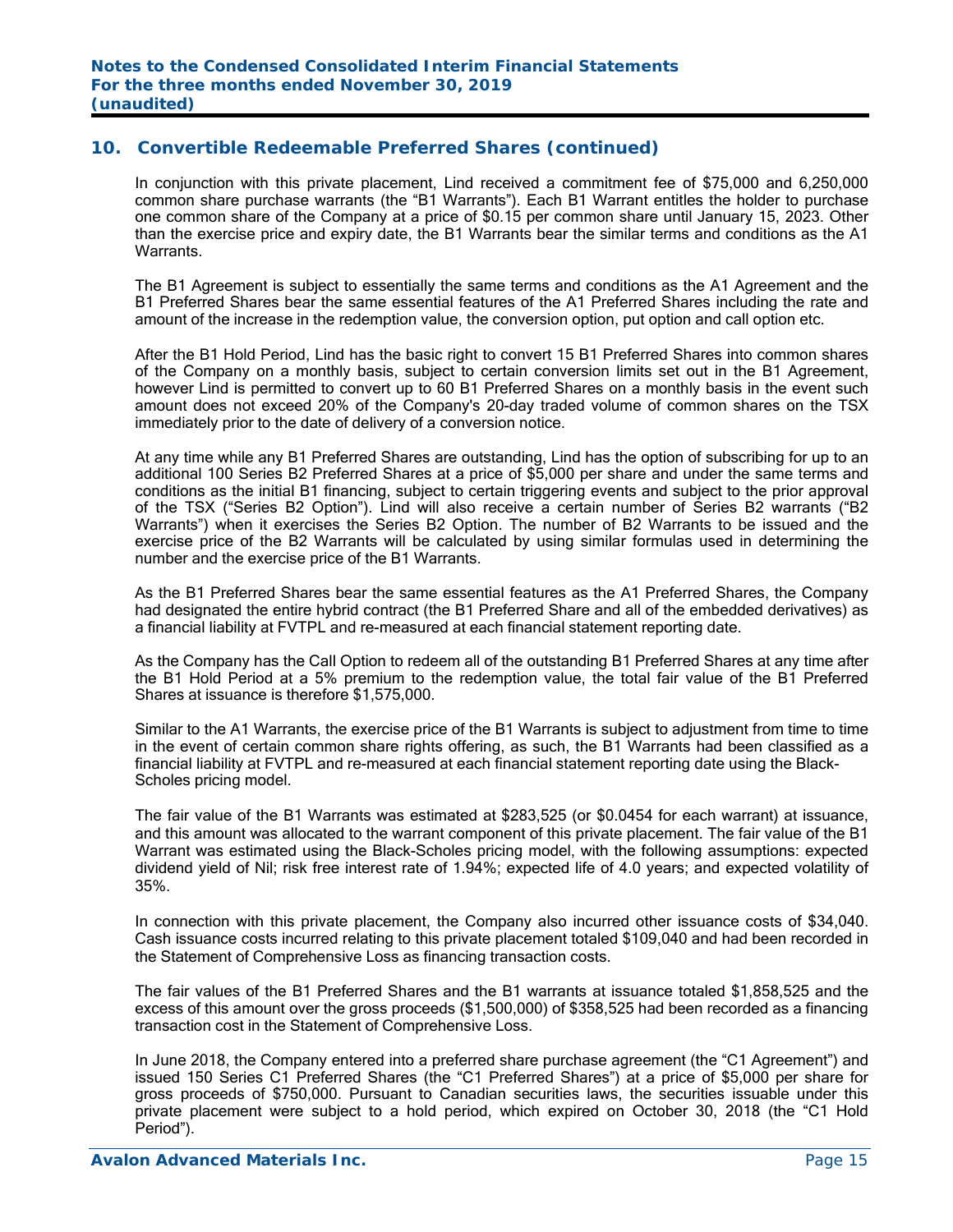## 10. Convertible Redeemable Preferred Shares (continued)

In conjunction with this private placement, Lind received a commitment fee of $75,000 and 6,250,000 common share purchase warrants (the "B1 Warrants"). Each B1 Warrant entitles the holder to purchase one common share of the Company at a price of $0.15 per common share until January 15, 2023. Other than the exercise price and expiry date, the B1 Warrants bear the similar terms and conditions as the A1 Warrants.

The B1 Agreement is subject to essentially the same terms and conditions as the A1 Agreement and the B1 Preferred Shares bear the same essential features of the A1 Preferred Shares including the rate and amount of the increase in the redemption value, the conversion option, put option and call option etc.

After the B1 Hold Period, Lind has the basic right to convert 15 B1 Preferred Shares into common shares of the Company on a monthly basis, subject to certain conversion limits set out in the B1 Agreement, however Lind is permitted to convert up to 60 B1 Preferred Shares on a monthly basis in the event such amount does not exceed 20% of the Company's 20-day traded volume of common shares on the TSX immediately prior to the date of delivery of a conversion notice.

At any time while any B1 Preferred Shares are outstanding, Lind has the option of subscribing for up to an additional 100 Series B2 Preferred Shares at a price of $5,000 per share and under the same terms and conditions as the initial B1 financing, subject to certain triggering events and subject to the prior approval of the TSX ("Series B2 Option"). Lind will also receive a certain number of Series B2 warrants ("B2 Warrants") when it exercises the Series B2 Option. The number of B2 Warrants to be issued and the exercise price of the B2 Warrants will be calculated by using similar formulas used in determining the number and the exercise price of the B1 Warrants.

As the B1 Preferred Shares bear the same essential features as the A1 Preferred Shares, the Company had designated the entire hybrid contract (the B1 Preferred Share and all of the embedded derivatives) as a financial liability at FVTPL and re-measured at each financial statement reporting date.

As the Company has the Call Option to redeem all of the outstanding B1 Preferred Shares at any time after the B1 Hold Period at a 5% premium to the redemption value, the total fair value of the B1 Preferred Shares at issuance is therefore $1,575,000.

Similar to the A1 Warrants, the exercise price of the B1 Warrants is subject to adjustment from time to time in the event of certain common share rights offering, as such, the B1 Warrants had been classified as a financial liability at FVTPL and re-measured at each financial statement reporting date using the Black-Scholes pricing model.

The fair value of the B1 Warrants was estimated at $283,525 (or $0.0454 for each warrant) at issuance, and this amount was allocated to the warrant component of this private placement. The fair value of the B1 Warrant was estimated using the Black-Scholes pricing model, with the following assumptions: expected dividend yield of Nil; risk free interest rate of 1.94%; expected life of 4.0 years; and expected volatility of 35%.

In connection with this private placement, the Company also incurred other issuance costs of $34,040. Cash issuance costs incurred relating to this private placement totaled $109,040 and had been recorded in the Statement of Comprehensive Loss as financing transaction costs.

The fair values of the B1 Preferred Shares and the B1 warrants at issuance totaled $1,858,525 and the excess of this amount over the gross proceeds ($1,500,000) of $358,525 had been recorded as a financing transaction cost in the Statement of Comprehensive Loss.

In June 2018, the Company entered into a preferred share purchase agreement (the "C1 Agreement") and issued 150 Series C1 Preferred Shares (the "C1 Preferred Shares") at a price of $5,000 per share for gross proceeds of $750,000. Pursuant to Canadian securities laws, the securities issuable under this private placement were subject to a hold period, which expired on October 30, 2018 (the "C1 Hold Period").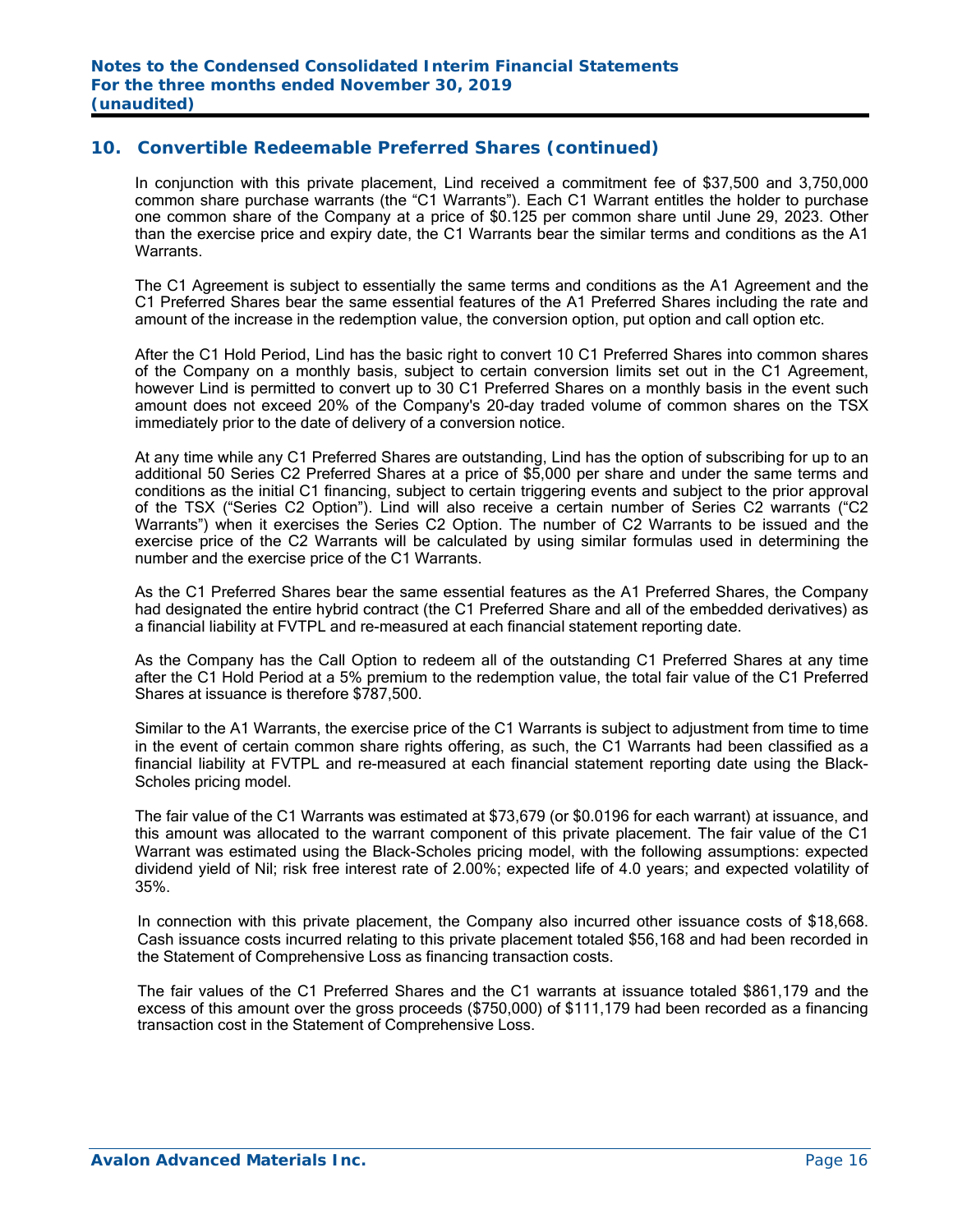## 10. Convertible Redeemable Preferred Shares (continued)

In conjunction with this private placement, Lind received a commitment fee of $37,500 and 3,750,000 common share purchase warrants (the "C1 Warrants"). Each C1 Warrant entitles the holder to purchase one common share of the Company at a price of $0.125 per common share until June 29, 2023. Other than the exercise price and expiry date, the C1 Warrants bear the similar terms and conditions as the A1 Warrants.

The C1 Agreement is subject to essentially the same terms and conditions as the A1 Agreement and the C1 Preferred Shares bear the same essential features of the A1 Preferred Shares including the rate and amount of the increase in the redemption value, the conversion option, put option and call option etc.

After the C1 Hold Period, Lind has the basic right to convert 10 C1 Preferred Shares into common shares of the Company on a monthly basis, subject to certain conversion limits set out in the C1 Agreement, however Lind is permitted to convert up to 30 C1 Preferred Shares on a monthly basis in the event such amount does not exceed 20% of the Company's 20-day traded volume of common shares on the TSX immediately prior to the date of delivery of a conversion notice.

At any time while any C1 Preferred Shares are outstanding, Lind has the option of subscribing for up to an additional 50 Series C2 Preferred Shares at a price of $5,000 per share and under the same terms and conditions as the initial C1 financing, subject to certain triggering events and subject to the prior approval of the TSX ("Series C2 Option"). Lind will also receive a certain number of Series C2 warrants ("C2 Warrants") when it exercises the Series C2 Option. The number of C2 Warrants to be issued and the exercise price of the C2 Warrants will be calculated by using similar formulas used in determining the number and the exercise price of the C1 Warrants.

As the C1 Preferred Shares bear the same essential features as the A1 Preferred Shares, the Company had designated the entire hybrid contract (the C1 Preferred Share and all of the embedded derivatives) as a financial liability at FVTPL and re-measured at each financial statement reporting date.

As the Company has the Call Option to redeem all of the outstanding C1 Preferred Shares at any time after the C1 Hold Period at a 5% premium to the redemption value, the total fair value of the C1 Preferred Shares at issuance is therefore $787,500.

Similar to the A1 Warrants, the exercise price of the C1 Warrants is subject to adjustment from time to time in the event of certain common share rights offering, as such, the C1 Warrants had been classified as a financial liability at FVTPL and re-measured at each financial statement reporting date using the Black-Scholes pricing model.

The fair value of the C1 Warrants was estimated at $73,679 (or $0.0196 for each warrant) at issuance, and this amount was allocated to the warrant component of this private placement. The fair value of the C1 Warrant was estimated using the Black-Scholes pricing model, with the following assumptions: expected dividend yield of Nil; risk free interest rate of 2.00%; expected life of 4.0 years; and expected volatility of 35%.

In connection with this private placement, the Company also incurred other issuance costs of $18,668. Cash issuance costs incurred relating to this private placement totaled $56,168 and had been recorded in the Statement of Comprehensive Loss as financing transaction costs.

The fair values of the C1 Preferred Shares and the C1 warrants at issuance totaled $861,179 and the excess of this amount over the gross proceeds ($750,000) of $111,179 had been recorded as a financing transaction cost in the Statement of Comprehensive Loss.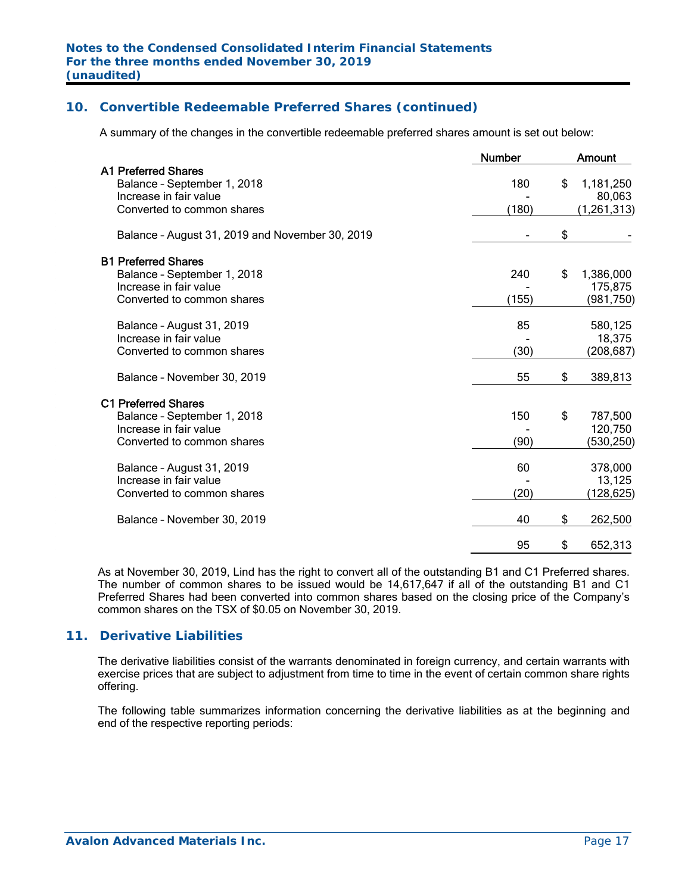## 10. Convertible Redeemable Preferred Shares (continued)

A summary of the changes in the convertible redeemable preferred shares amount is set out below:

| | Number | Amount |
|---|---|---|
| **A1 Preferred Shares** | | |
| Balance – September 1, 2018 | 180 | $ 1,181,250 |
| Increase in fair value | - | 80,063 |
| Converted to common shares | (180) | (1,261,313) |
| Balance – August 31, 2019 and November 30, 2019 | - | $ - |
| **B1 Preferred Shares** | | |
| Balance – September 1, 2018 | 240 | $ 1,386,000 |
| Increase in fair value | - | 175,875 |
| Converted to common shares | (155) | (981,750) |
| Balance – August 31, 2019 | 85 | 580,125 |
| Increase in fair value | - | 18,375 |
| Converted to common shares | (30) | (208,687) |
| Balance – November 30, 2019 | 55 | $ 389,813 |
| **C1 Preferred Shares** | | |
| Balance – September 1, 2018 | 150 | $ 787,500 |
| Increase in fair value | - | 120,750 |
| Converted to common shares | (90) | (530,250) |
| Balance – August 31, 2019 | 60 | 378,000 |
| Increase in fair value | - | 13,125 |
| Converted to common shares | (20) | (128,625) |
| Balance – November 30, 2019 | 40 | $ 262,500 |
| | 95 | $ 652,313 |

As at November 30, 2019, Lind has the right to convert all of the outstanding B1 and C1 Preferred shares. The number of common shares to be issued would be 14,617,647 if all of the outstanding B1 and C1 Preferred Shares had been converted into common shares based on the closing price of the Company's common shares on the TSX of $0.05 on November 30, 2019.

## 11. Derivative Liabilities

The derivative liabilities consist of the warrants denominated in foreign currency, and certain warrants with exercise prices that are subject to adjustment from time to time in the event of certain common share rights offering.

The following table summarizes information concerning the derivative liabilities as at the beginning and end of the respective reporting periods: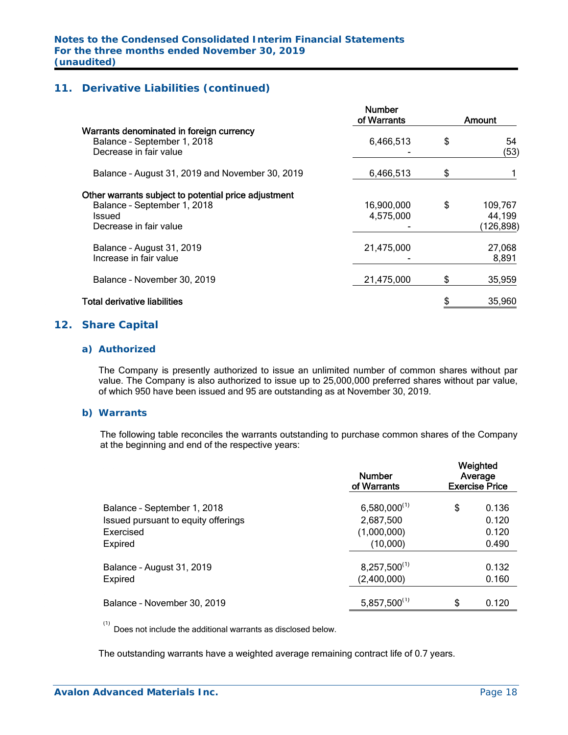## 11. Derivative Liabilities (continued)

| | Number of Warrants | | Amount |
|---|---|---|---|
| **Warrants denominated in foreign currency** | | | |
| Balance – September 1, 2018 | 6,466,513 | $ | 54 |
| Decrease in fair value | - | | (53) |
| Balance – August 31, 2019 and November 30, 2019 | 6,466,513 | $ | 1 |
| **Other warrants subject to potential price adjustment** | | | |
| Balance – September 1, 2018 | 16,900,000 | $ | 109,767 |
| Issued | 4,575,000 | | 44,199 |
| Decrease in fair value | - | | (126,898) |
| Balance – August 31, 2019 | 21,475,000 | | 27,068 |
| Increase in fair value | - | | 8,891 |
| Balance – November 30, 2019 | 21,475,000 | $ | 35,959 |
| **Total derivative liabilities** | | $ | 35,960 |

## 12. Share Capital

### a) Authorized

The Company is presently authorized to issue an unlimited number of common shares without par value. The Company is also authorized to issue up to 25,000,000 preferred shares without par value, of which 950 have been issued and 95 are outstanding as at November 30, 2019.

### b) Warrants

The following table reconciles the warrants outstanding to purchase common shares of the Company at the beginning and end of the respective years:

| | Number of Warrants | | Weighted Average Exercise Price |
|---|---|---|---|
| Balance – September 1, 2018 | 6,580,000[1] | $ | 0.136 |
| Issued pursuant to equity offerings | 2,687,500 | | 0.120 |
| Exercised | (1,000,000) | | 0.120 |
| Expired | (10,000) | | 0.490 |
| Balance – August 31, 2019 | 8,257,500[1] | | 0.132 |
| Expired | (2,400,000) | | 0.160 |
| Balance – November 30, 2019 | 5,857,500[1] | $ | 0.120 |

[1] Does not include the additional warrants as disclosed below.

The outstanding warrants have a weighted average remaining contract life of 0.7 years.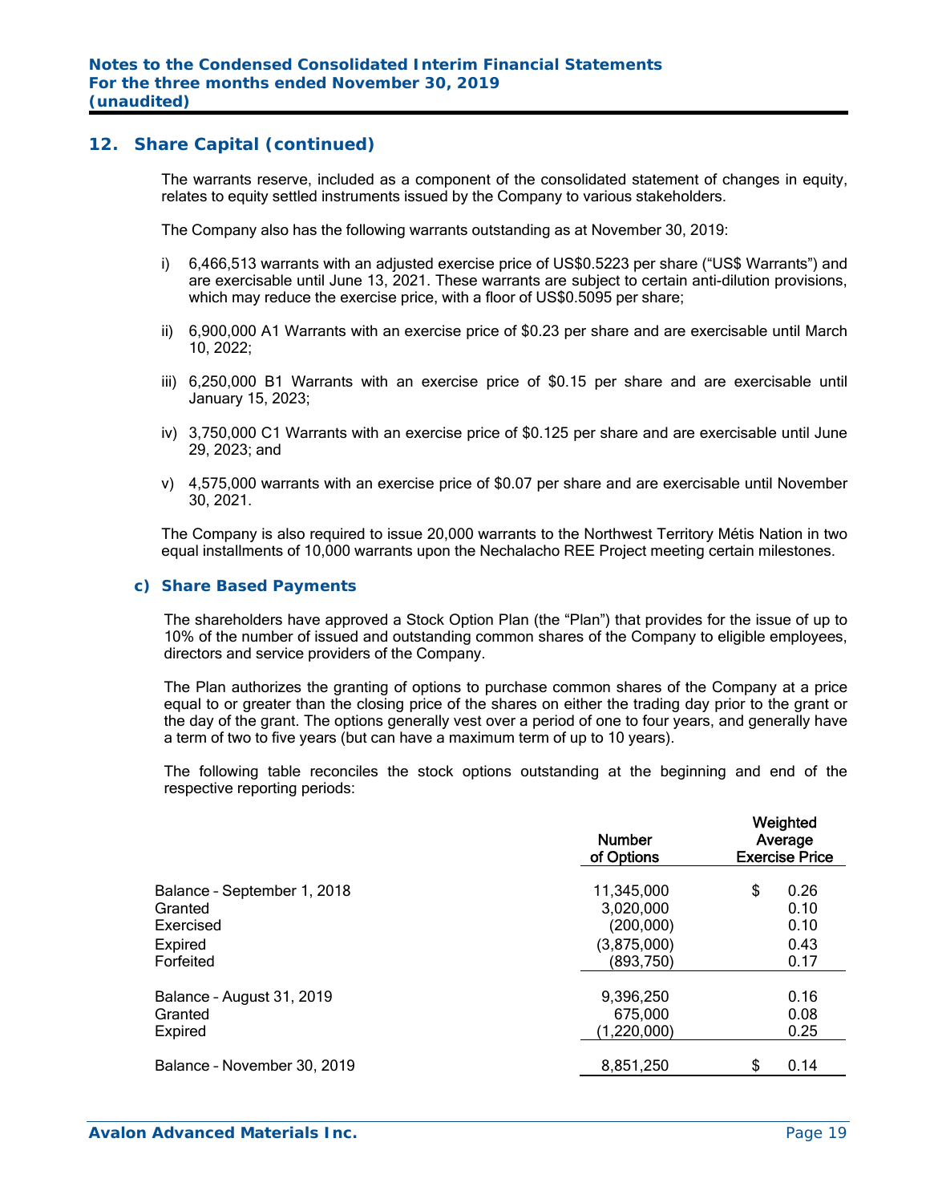## 12. Share Capital (continued)

The warrants reserve, included as a component of the consolidated statement of changes in equity, relates to equity settled instruments issued by the Company to various stakeholders.

The Company also has the following warrants outstanding as at November 30, 2019:

i) 6,466,513 warrants with an adjusted exercise price of US$0.5223 per share ("US$ Warrants") and are exercisable until June 13, 2021. These warrants are subject to certain anti-dilution provisions, which may reduce the exercise price, with a floor of US$0.5095 per share;

ii) 6,900,000 A1 Warrants with an exercise price of $0.23 per share and are exercisable until March 10, 2022;

iii) 6,250,000 B1 Warrants with an exercise price of $0.15 per share and are exercisable until January 15, 2023;

iv) 3,750,000 C1 Warrants with an exercise price of $0.125 per share and are exercisable until June 29, 2023; and

v) 4,575,000 warrants with an exercise price of $0.07 per share and are exercisable until November 30, 2021.

The Company is also required to issue 20,000 warrants to the Northwest Territory Métis Nation in two equal installments of 10,000 warrants upon the Nechalacho REE Project meeting certain milestones.

### c) Share Based Payments

The shareholders have approved a Stock Option Plan (the "Plan") that provides for the issue of up to 10% of the number of issued and outstanding common shares of the Company to eligible employees, directors and service providers of the Company.

The Plan authorizes the granting of options to purchase common shares of the Company at a price equal to or greater than the closing price of the shares on either the trading day prior to the grant or the day of the grant. The options generally vest over a period of one to four years, and generally have a term of two to five years (but can have a maximum term of up to 10 years).

The following table reconciles the stock options outstanding at the beginning and end of the respective reporting periods:

| | Number of Options | Weighted Average Exercise Price |
|---|---|---|
| Balance - September 1, 2018 | 11,345,000 | $ 0.26 |
| Granted | 3,020,000 | 0.10 |
| Exercised | (200,000) | 0.10 |
| Expired | (3,875,000) | 0.43 |
| Forfeited | (893,750) | 0.17 |
| Balance - August 31, 2019 | 9,396,250 | 0.16 |
| Granted | 675,000 | 0.08 |
| Expired | (1,220,000) | 0.25 |
| Balance - November 30, 2019 | 8,851,250 | $ 0.14 |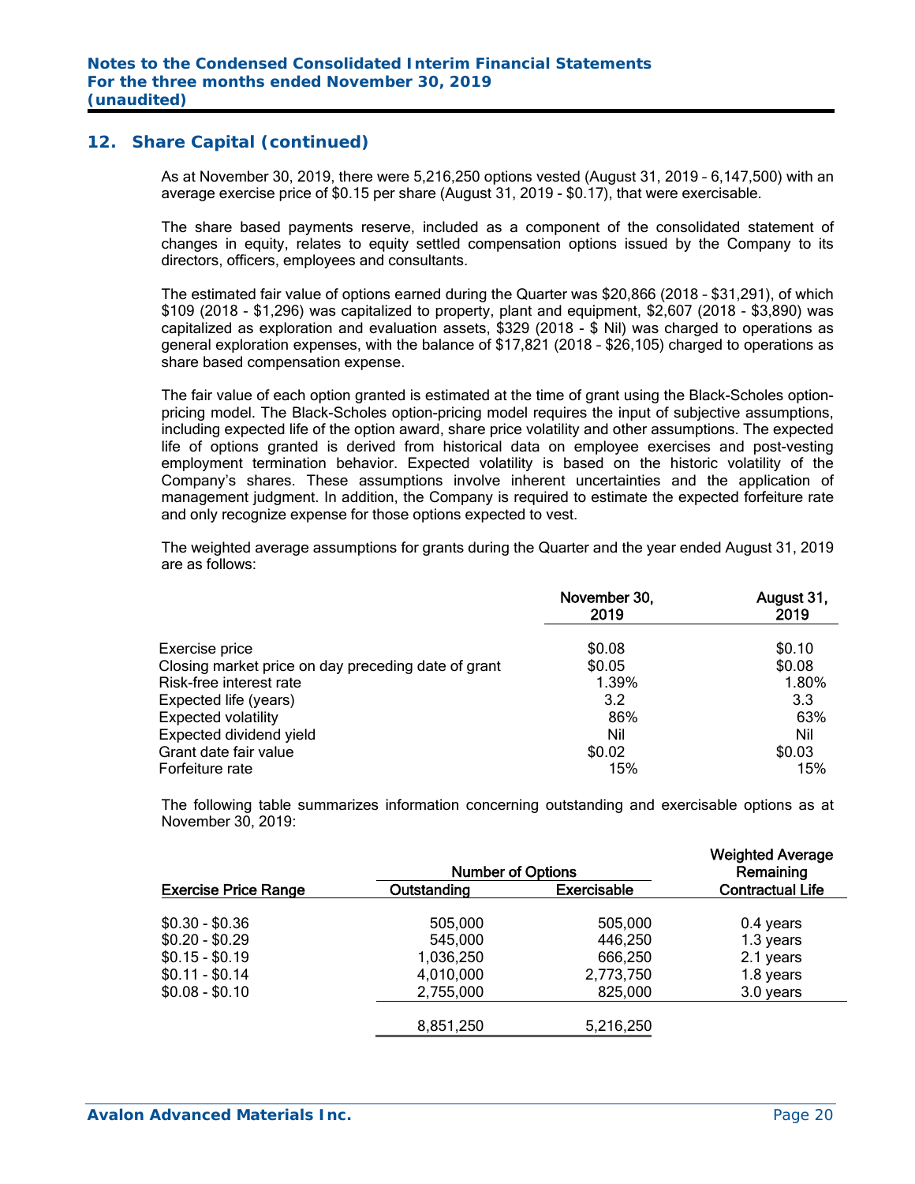## 12. Share Capital (continued)

As at November 30, 2019, there were 5,216,250 options vested (August 31, 2019 – 6,147,500) with an average exercise price of $0.15 per share (August 31, 2019 - $0.17), that were exercisable.

The share based payments reserve, included as a component of the consolidated statement of changes in equity, relates to equity settled compensation options issued by the Company to its directors, officers, employees and consultants.

The estimated fair value of options earned during the Quarter was $20,866 (2018 – $31,291), of which $109 (2018 - $1,296) was capitalized to property, plant and equipment, $2,607 (2018 - $3,890) was capitalized as exploration and evaluation assets, $329 (2018 - $ Nil) was charged to operations as general exploration expenses, with the balance of $17,821 (2018 – $26,105) charged to operations as share based compensation expense.

The fair value of each option granted is estimated at the time of grant using the Black-Scholes option-pricing model. The Black-Scholes option-pricing model requires the input of subjective assumptions, including expected life of the option award, share price volatility and other assumptions. The expected life of options granted is derived from historical data on employee exercises and post-vesting employment termination behavior. Expected volatility is based on the historic volatility of the Company's shares. These assumptions involve inherent uncertainties and the application of management judgment. In addition, the Company is required to estimate the expected forfeiture rate and only recognize expense for those options expected to vest.

The weighted average assumptions for grants during the Quarter and the year ended August 31, 2019 are as follows:

| | November 30, 2019 | August 31, 2019 |
|---|---|---|
| Exercise price | $0.08 | $0.10 |
| Closing market price on day preceding date of grant | $0.05 | $0.08 |
| Risk-free interest rate | 1.39% | 1.80% |
| Expected life (years) | 3.2 | 3.3 |
| Expected volatility | 86% | 63% |
| Expected dividend yield | Nil | Nil |
| Grant date fair value | $0.02 | $0.03 |
| Forfeiture rate | 15% | 15% |

The following table summarizes information concerning outstanding and exercisable options as at November 30, 2019:

| | Number of Options | | Weighted Average Remaining |
|---|---|---|---|
| Exercise Price Range | Outstanding | Exercisable | Contractual Life |
| $0.30 - $0.36 | 505,000 | 505,000 | 0.4 years |
| $0.20 - $0.29 | 545,000 | 446,250 | 1.3 years |
| $0.15 - $0.19 | 1,036,250 | 666,250 | 2.1 years |
| $0.11 - $0.14 | 4,010,000 | 2,773,750 | 1.8 years |
| $0.08 - $0.10 | 2,755,000 | 825,000 | 3.0 years |
| | 8,851,250 | 5,216,250 | |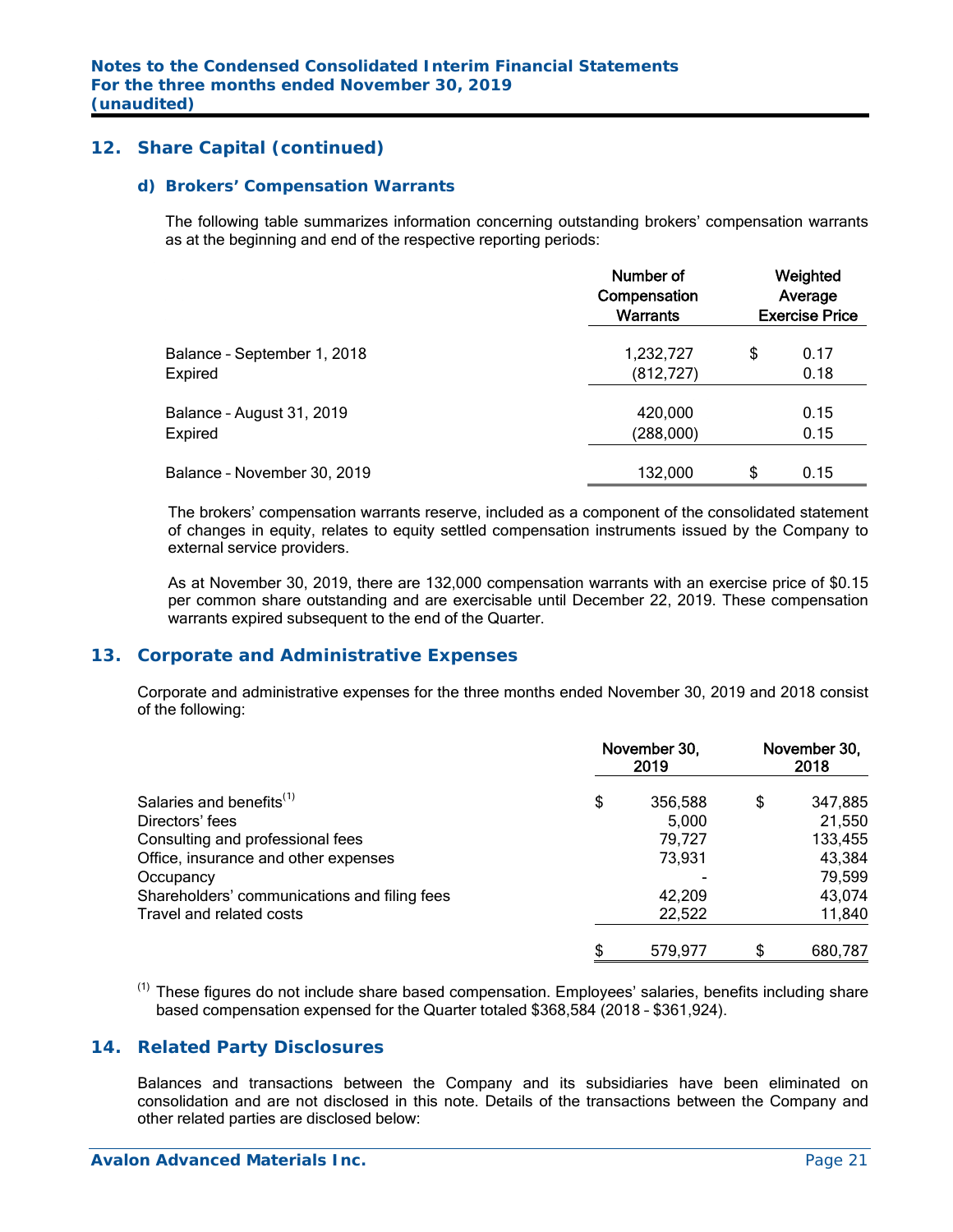## 12. Share Capital (continued)

### d) Brokers' Compensation Warrants

The following table summarizes information concerning outstanding brokers' compensation warrants as at the beginning and end of the respective reporting periods:

| | Number of Compensation Warrants | Weighted Average Exercise Price |
|---|---|---|
| Balance – September 1, 2018 | 1,232,727 | $ 0.17 |
| Expired | (812,727) | 0.18 |
| Balance – August 31, 2019 | 420,000 | 0.15 |
| Expired | (288,000) | 0.15 |
| Balance – November 30, 2019 | 132,000 | $ 0.15 |

The brokers' compensation warrants reserve, included as a component of the consolidated statement of changes in equity, relates to equity settled compensation instruments issued by the Company to external service providers.

As at November 30, 2019, there are 132,000 compensation warrants with an exercise price of $0.15 per common share outstanding and are exercisable until December 22, 2019. These compensation warrants expired subsequent to the end of the Quarter.

## 13. Corporate and Administrative Expenses

Corporate and administrative expenses for the three months ended November 30, 2019 and 2018 consist of the following:

| | November 30, 2019 | November 30, 2018 |
|---|---|---|
| Salaries and benefits[1] | $ 356,588 | $ 347,885 |
| Directors' fees | 5,000 | 21,550 |
| Consulting and professional fees | 79,727 | 133,455 |
| Office, insurance and other expenses | 73,931 | 43,384 |
| Occupancy | - | 79,599 |
| Shareholders' communications and filing fees | 42,209 | 43,074 |
| Travel and related costs | 22,522 | 11,840 |
| | $ 579,977 | $ 680,787 |

[1] These figures do not include share based compensation. Employees' salaries, benefits including share based compensation expensed for the Quarter totaled $368,584 (2018 – $361,924).

## 14. Related Party Disclosures

Balances and transactions between the Company and its subsidiaries have been eliminated on consolidation and are not disclosed in this note. Details of the transactions between the Company and other related parties are disclosed below: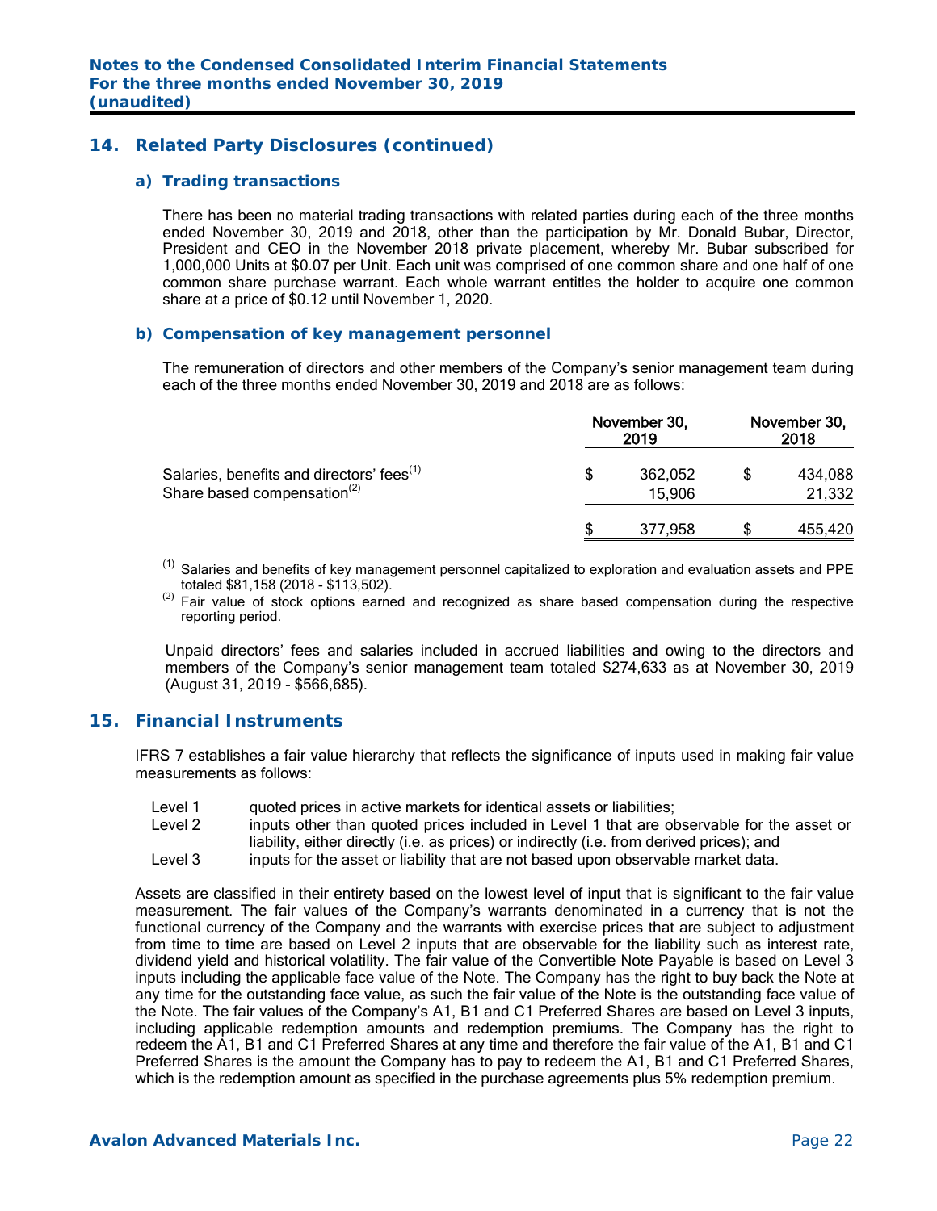## 14. Related Party Disclosures (continued)

### a) Trading transactions

There has been no material trading transactions with related parties during each of the three months ended November 30, 2019 and 2018, other than the participation by Mr. Donald Bubar, Director, President and CEO in the November 2018 private placement, whereby Mr. Bubar subscribed for 1,000,000 Units at $0.07 per Unit. Each unit was comprised of one common share and one half of one common share purchase warrant. Each whole warrant entitles the holder to acquire one common share at a price of $0.12 until November 1, 2020.

### b) Compensation of key management personnel

The remuneration of directors and other members of the Company's senior management team during each of the three months ended November 30, 2019 and 2018 are as follows:

| | November 30, 2019 | November 30, 2018 |
|---|---|---|
| Salaries, benefits and directors' fees(1) | $ 362,052 | $ 434,088 |
| Share based compensation(2) | 15,906 | 21,332 |
| | $ 377,958 | $ 455,420 |

(1) Salaries and benefits of key management personnel capitalized to exploration and evaluation assets and PPE totaled $81,158 (2018 - $113,502).
(2) Fair value of stock options earned and recognized as share based compensation during the respective reporting period.

Unpaid directors' fees and salaries included in accrued liabilities and owing to the directors and members of the Company's senior management team totaled $274,633 as at November 30, 2019 (August 31, 2019 - $566,685).

## 15. Financial Instruments

IFRS 7 establishes a fair value hierarchy that reflects the significance of inputs used in making fair value measurements as follows:

- Level 1 quoted prices in active markets for identical assets or liabilities;
- Level 2 inputs other than quoted prices included in Level 1 that are observable for the asset or liability, either directly (i.e. as prices) or indirectly (i.e. from derived prices); and
- Level 3 inputs for the asset or liability that are not based upon observable market data.

Assets are classified in their entirety based on the lowest level of input that is significant to the fair value measurement. The fair values of the Company's warrants denominated in a currency that is not the functional currency of the Company and the warrants with exercise prices that are subject to adjustment from time to time are based on Level 2 inputs that are observable for the liability such as interest rate, dividend yield and historical volatility. The fair value of the Convertible Note Payable is based on Level 3 inputs including the applicable face value of the Note. The Company has the right to buy back the Note at any time for the outstanding face value, as such the fair value of the Note is the outstanding face value of the Note. The fair values of the Company's A1, B1 and C1 Preferred Shares are based on Level 3 inputs, including applicable redemption amounts and redemption premiums. The Company has the right to redeem the A1, B1 and C1 Preferred Shares at any time and therefore the fair value of the A1, B1 and C1 Preferred Shares is the amount the Company has to pay to redeem the A1, B1 and C1 Preferred Shares, which is the redemption amount as specified in the purchase agreements plus 5% redemption premium.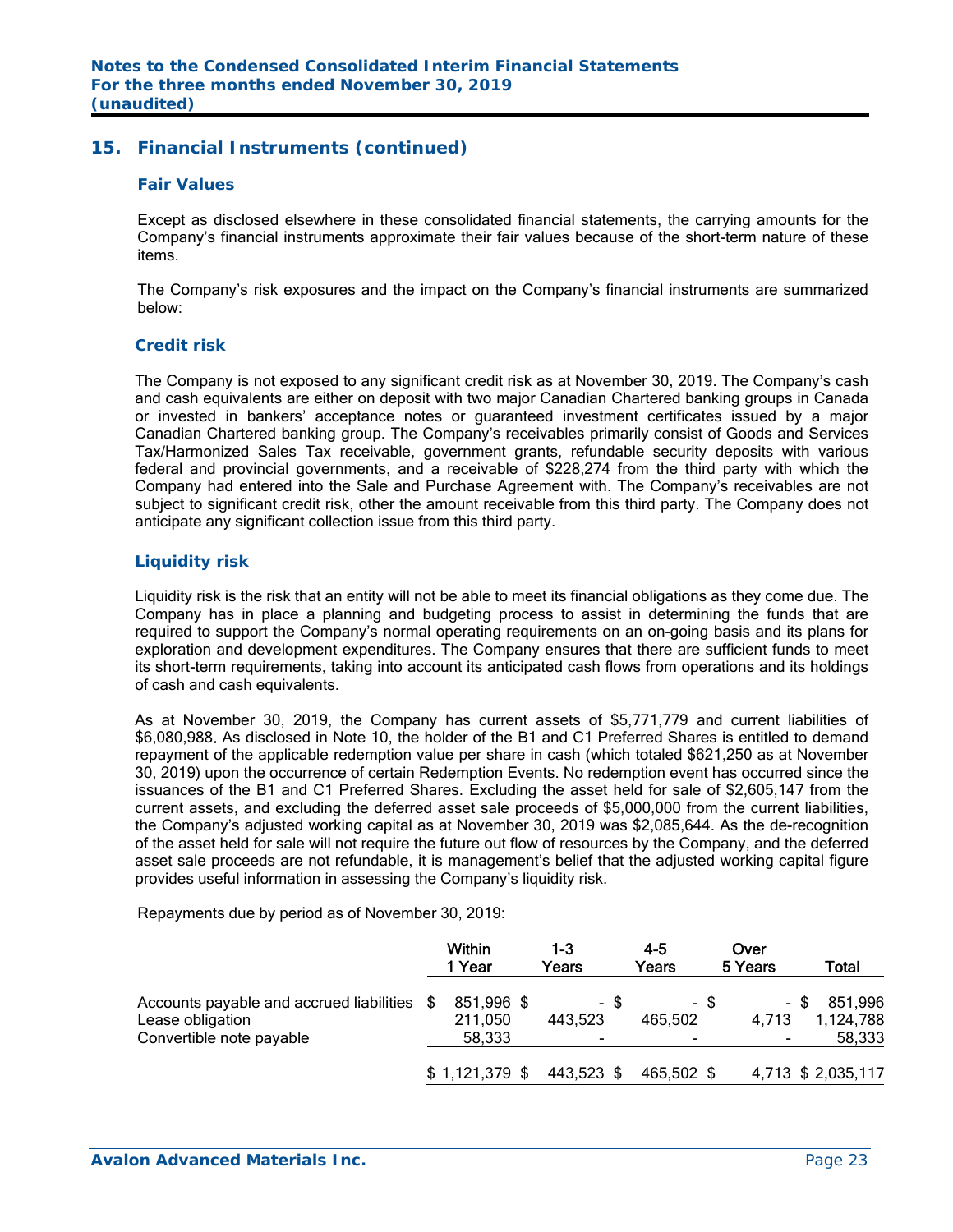## 15. Financial Instruments (continued)

### Fair Values

Except as disclosed elsewhere in these consolidated financial statements, the carrying amounts for the Company's financial instruments approximate their fair values because of the short-term nature of these items.

The Company's risk exposures and the impact on the Company's financial instruments are summarized below:

### Credit risk

The Company is not exposed to any significant credit risk as at November 30, 2019. The Company's cash and cash equivalents are either on deposit with two major Canadian Chartered banking groups in Canada or invested in bankers' acceptance notes or guaranteed investment certificates issued by a major Canadian Chartered banking group. The Company's receivables primarily consist of Goods and Services Tax/Harmonized Sales Tax receivable, government grants, refundable security deposits with various federal and provincial governments, and a receivable of $228,274 from the third party with which the Company had entered into the Sale and Purchase Agreement with. The Company's receivables are not subject to significant credit risk, other the amount receivable from this third party. The Company does not anticipate any significant collection issue from this third party.

### Liquidity risk

Liquidity risk is the risk that an entity will not be able to meet its financial obligations as they come due. The Company has in place a planning and budgeting process to assist in determining the funds that are required to support the Company's normal operating requirements on an on-going basis and its plans for exploration and development expenditures. The Company ensures that there are sufficient funds to meet its short-term requirements, taking into account its anticipated cash flows from operations and its holdings of cash and cash equivalents.

As at November 30, 2019, the Company has current assets of $5,771,779 and current liabilities of $6,080,988. As disclosed in Note 10, the holder of the B1 and C1 Preferred Shares is entitled to demand repayment of the applicable redemption value per share in cash (which totaled $621,250 as at November 30, 2019) upon the occurrence of certain Redemption Events. No redemption event has occurred since the issuances of the B1 and C1 Preferred Shares. Excluding the asset held for sale of $2,605,147 from the current assets, and excluding the deferred asset sale proceeds of $5,000,000 from the current liabilities, the Company's adjusted working capital as at November 30, 2019 was $2,085,644. As the de-recognition of the asset held for sale will not require the future out flow of resources by the Company, and the deferred asset sale proceeds are not refundable, it is management's belief that the adjusted working capital figure provides useful information in assessing the Company's liquidity risk.

Repayments due by period as of November 30, 2019:

| | Within 1 Year | 1-3 Years | 4-5 Years | Over 5 Years | Total |
|---|---|---|---|---|---|
| Accounts payable and accrued liabilities | $ 851,996 | $ - | $ - | $ - | $ 851,996 |
| Lease obligation | 211,050 | 443,523 | 465,502 | 4,713 | 1,124,788 |
| Convertible note payable | 58,333 | - | - | - | 58,333 |
| | $ 1,121,379 | $ 443,523 | $ 465,502 | $ 4,713 | $ 2,035,117 |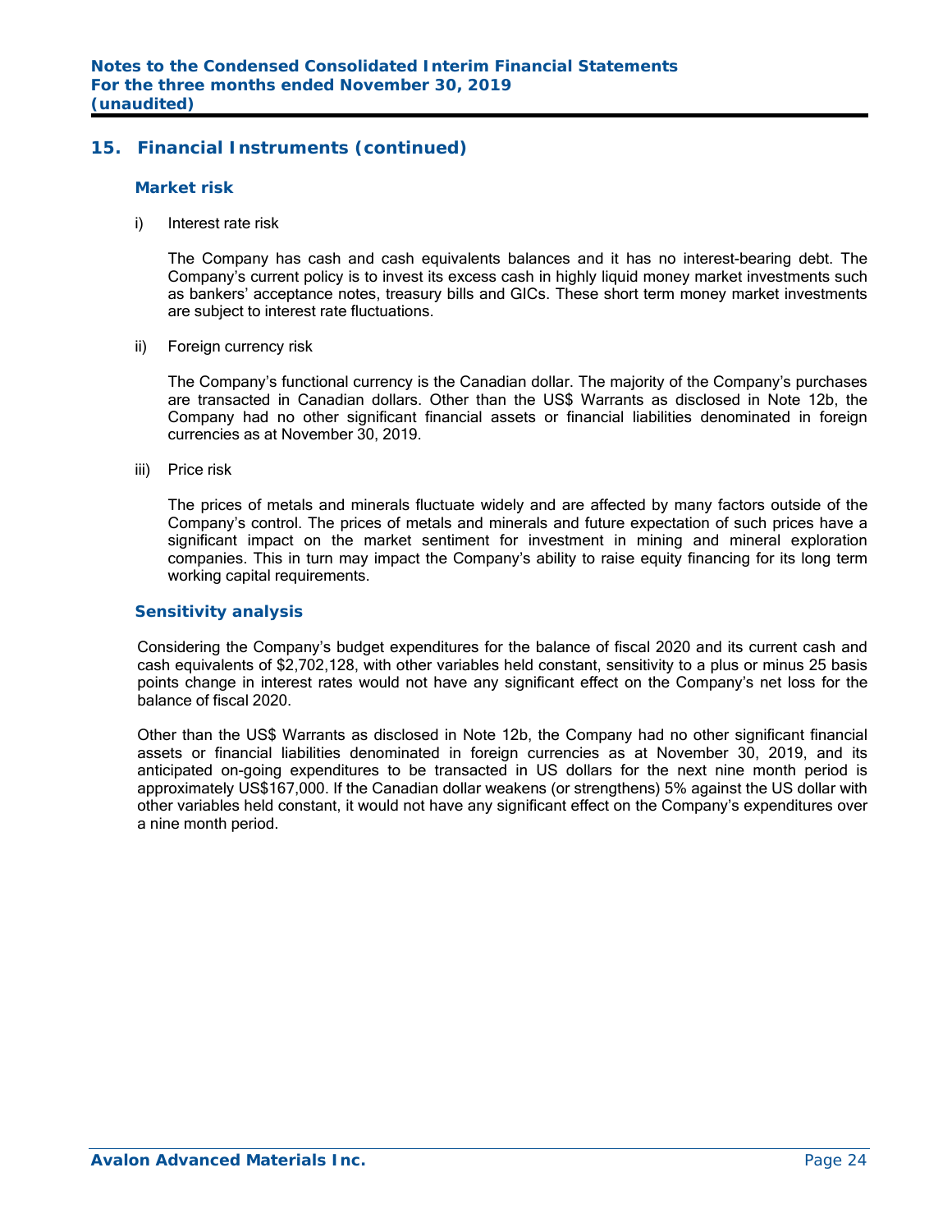## 15. Financial Instruments (continued)

### Market risk

i) Interest rate risk

The Company has cash and cash equivalents balances and it has no interest-bearing debt. The Company's current policy is to invest its excess cash in highly liquid money market investments such as bankers' acceptance notes, treasury bills and GICs. These short term money market investments are subject to interest rate fluctuations.

ii) Foreign currency risk

The Company's functional currency is the Canadian dollar. The majority of the Company's purchases are transacted in Canadian dollars. Other than the US$ Warrants as disclosed in Note 12b, the Company had no other significant financial assets or financial liabilities denominated in foreign currencies as at November 30, 2019.

iii) Price risk

The prices of metals and minerals fluctuate widely and are affected by many factors outside of the Company's control. The prices of metals and minerals and future expectation of such prices have a significant impact on the market sentiment for investment in mining and mineral exploration companies. This in turn may impact the Company's ability to raise equity financing for its long term working capital requirements.

### Sensitivity analysis

Considering the Company's budget expenditures for the balance of fiscal 2020 and its current cash and cash equivalents of $2,702,128, with other variables held constant, sensitivity to a plus or minus 25 basis points change in interest rates would not have any significant effect on the Company's net loss for the balance of fiscal 2020.

Other than the US$ Warrants as disclosed in Note 12b, the Company had no other significant financial assets or financial liabilities denominated in foreign currencies as at November 30, 2019, and its anticipated on-going expenditures to be transacted in US dollars for the next nine month period is approximately US$167,000. If the Canadian dollar weakens (or strengthens) 5% against the US dollar with other variables held constant, it would not have any significant effect on the Company's expenditures over a nine month period.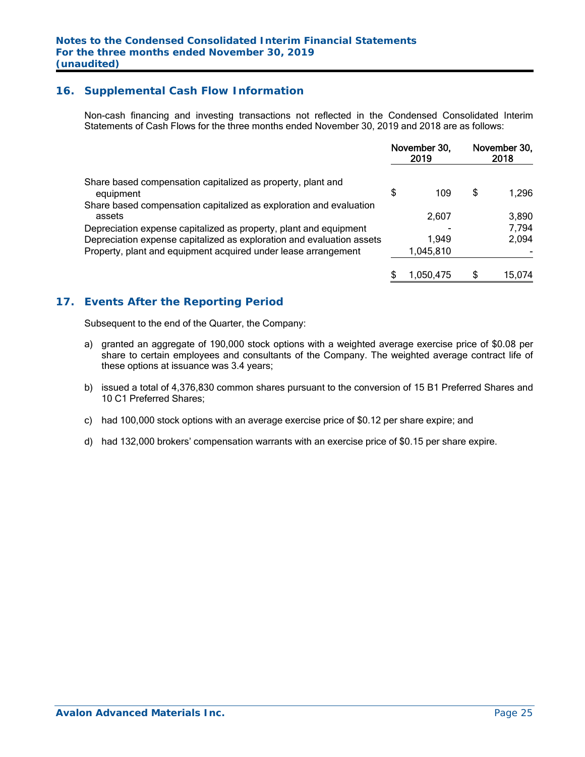## 16. Supplemental Cash Flow Information

Non-cash financing and investing transactions not reflected in the Condensed Consolidated Interim Statements of Cash Flows for the three months ended November 30, 2019 and 2018 are as follows:

| | November 30, 2019 | November 30, 2018 |
|---|---|---|
| Share based compensation capitalized as property, plant and equipment | $ 109 | $ 1,296 |
| Share based compensation capitalized as exploration and evaluation assets | 2,607 | 3,890 |
| Depreciation expense capitalized as property, plant and equipment | - | 7,794 |
| Depreciation expense capitalized as exploration and evaluation assets | 1,949 | 2,094 |
| Property, plant and equipment acquired under lease arrangement | 1,045,810 | - |
| | $ 1,050,475 | $ 15,074 |

## 17. Events After the Reporting Period

Subsequent to the end of the Quarter, the Company:

a) granted an aggregate of 190,000 stock options with a weighted average exercise price of $0.08 per share to certain employees and consultants of the Company. The weighted average contract life of these options at issuance was 3.4 years;

b) issued a total of 4,376,830 common shares pursuant to the conversion of 15 B1 Preferred Shares and 10 C1 Preferred Shares;

c) had 100,000 stock options with an average exercise price of $0.12 per share expire; and

d) had 132,000 brokers' compensation warrants with an exercise price of $0.15 per share expire.